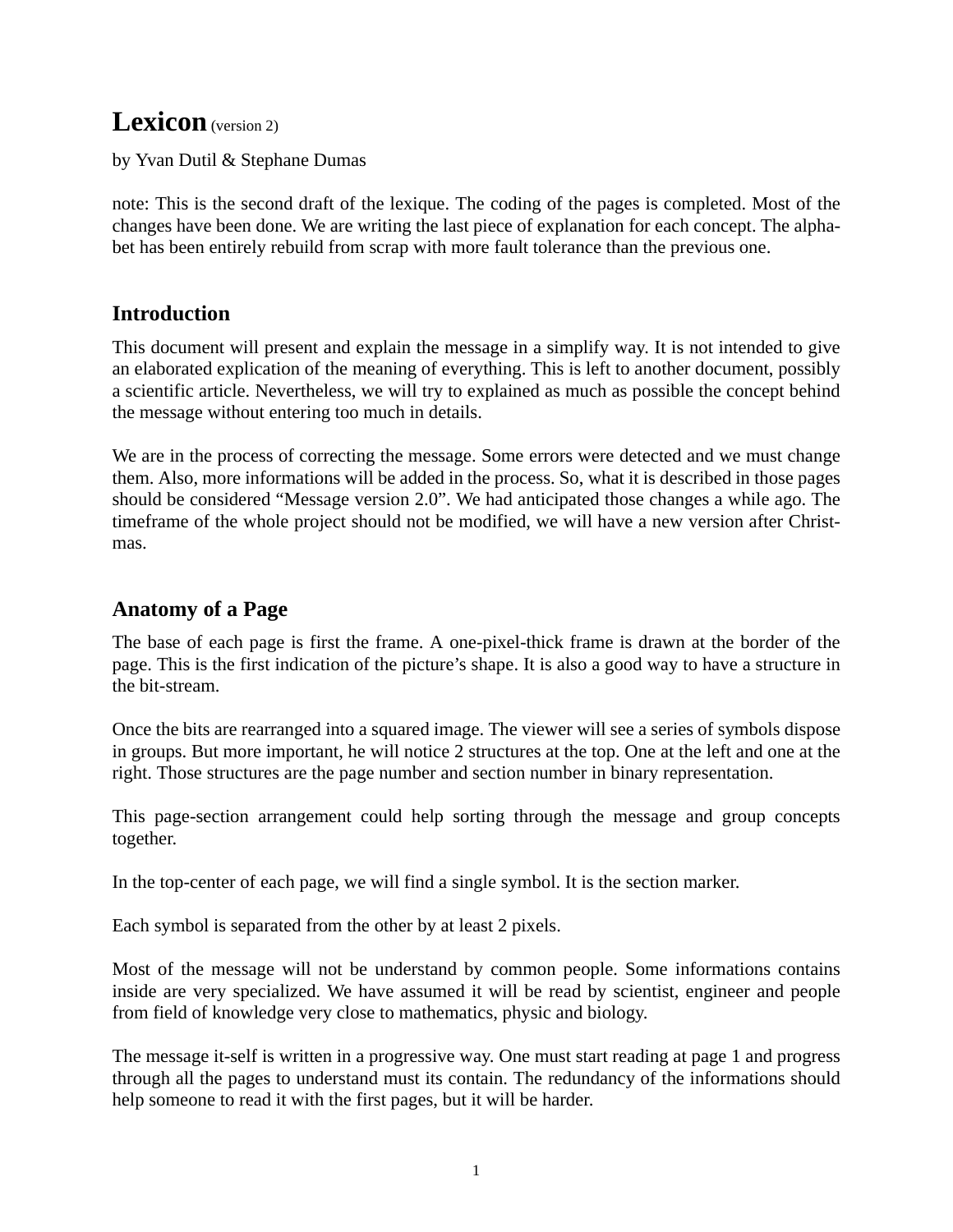# Lexicon (version 2)

by Yvan Dutil & Stephane Dumas

note: This is the second draft of the lexique. The coding of the pages is completed. Most of the changes have been done. We are writing the last piece of explanation for each concept. The alphabet has been entirely rebuild from scrap with more fault tolerance than the previous one.

## Introduction

This document will present and explain the message in a simplify way. It is not intended to give an elaborated explication of the meaning of everything. This is left to another document, possibly a scientific article. Nevertheless, we will try to explained as much as possible the concept behind the message without entering too much in details.

We are in the process of correcting the message. Some errors were detected and we must change them. Also, more informations will be added in the process. So, what it is described in those pages should be considered "Message version 2.0". We had anticipated those changes a while ago. The timeframe of the whole project should not be modified, we will have a new version after Christmas.

## Anatomy of a Page

The base of each page is first the frame. A one-pixel-thick frame is drawn at the border of the page. This is the first indication of the picture's shape. It is also a good way to have a structure in the bit-stream.

Once the bits are rearranged into a squared image. The viewer will see a series of symbols dispose in groups. But more important, he will notice 2 structures at the top. One at the left and one at the right. Those structures are the page number and section number in binary representation.

This page-section arrangement could help sorting through the message and group concepts together.

In the top-center of each page, we will find a single symbol. It is the section marker.

Each symbol is separated from the other by at least 2 pixels.

Most of the message will not be understand by common people. Some informations contains inside are very specialized. We have assumed it will be read by scientist, engineer and people from field of knowledge very close to mathematics, physic and biology.

The message it-self is written in a progressive way. One must start reading at page 1 and progress through all the pages to understand must its contain. The redundancy of the informations should help someone to read it with the first pages, but it will be harder.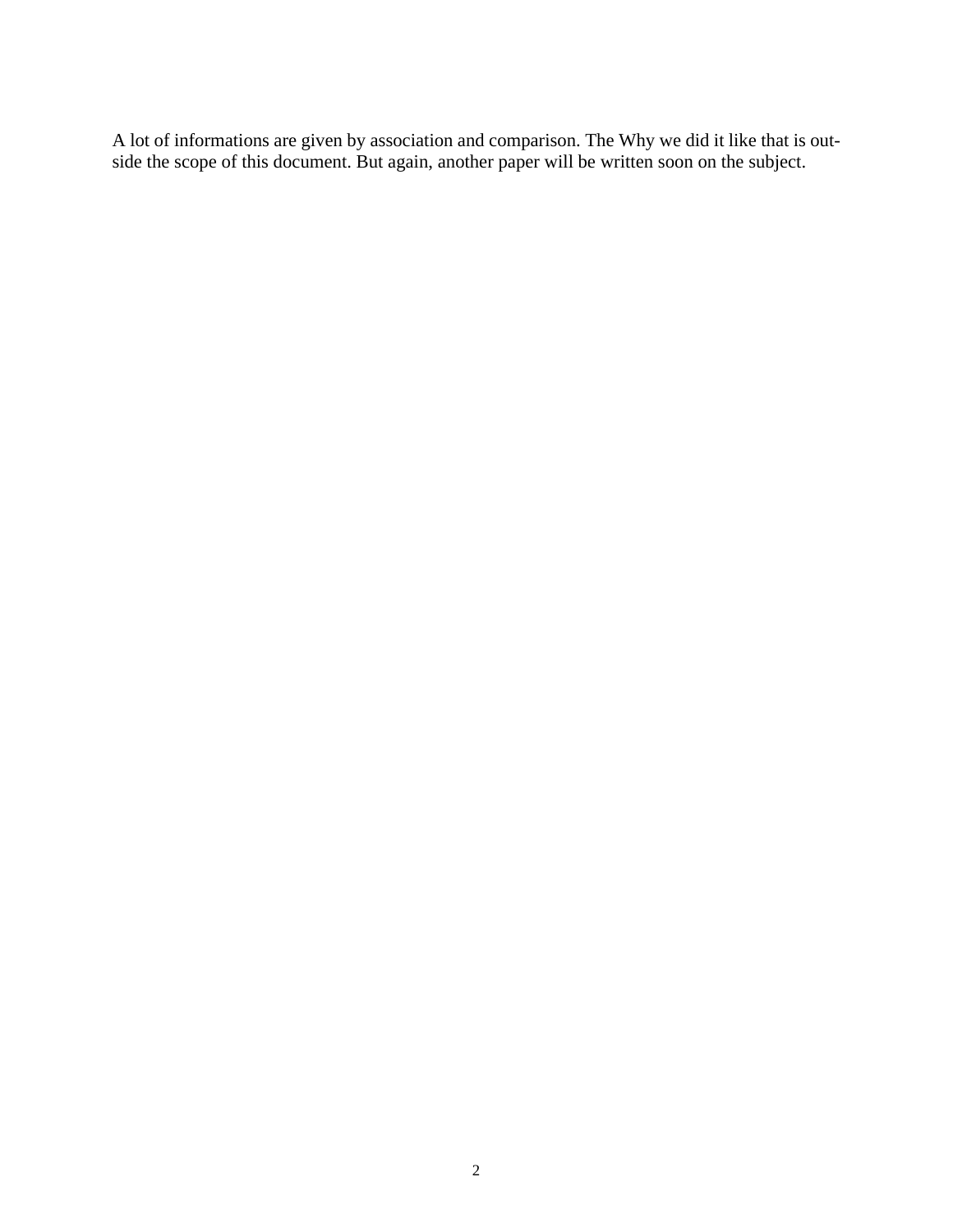A lot of informations are given by association and comparison. The Why we did it like that is outside the scope of this document. But again, another paper will be written soon on the subject.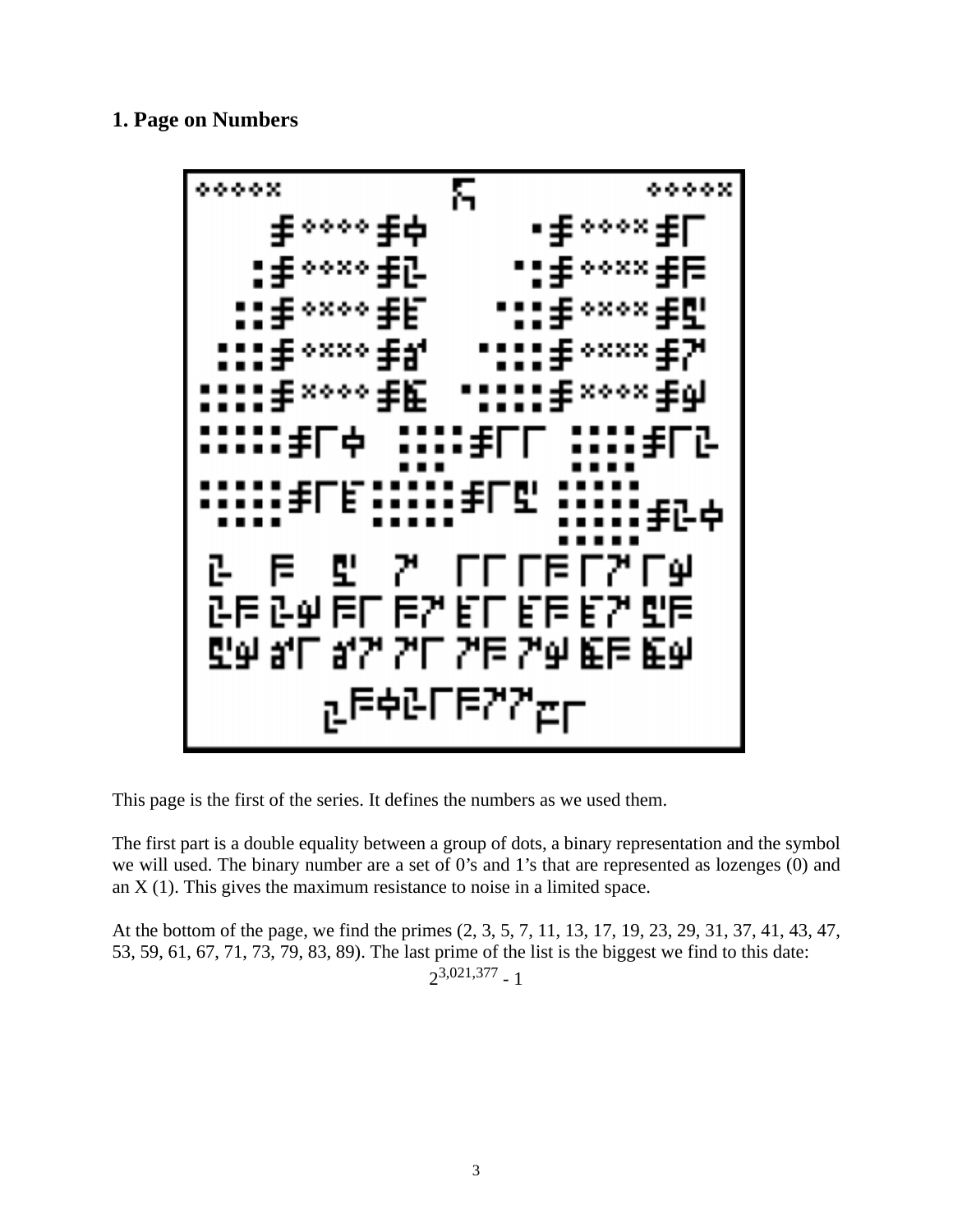## 1. Page on Numbers

This page is the first of the series. It defines the numbers as we used them.

The first part is a double equality between a group of dots, a binary representation and the symbol we will used. The binary number are a set of 0's and 1's that are represented as lozenges (0) and an X (1). This gives the maximum resistance to noise in a limited space.

At the bottom of the page, we find the primes (2, 3, 5, 7, 11, 13, 17, 19, 23, 29, 31, 37, 41, 43, 47, 53, 59, 61, 67, 71, 73, 79, 83, 89). The last prime of the list is the biggest we find to this date:

$$2^{3,021,377} - 1$$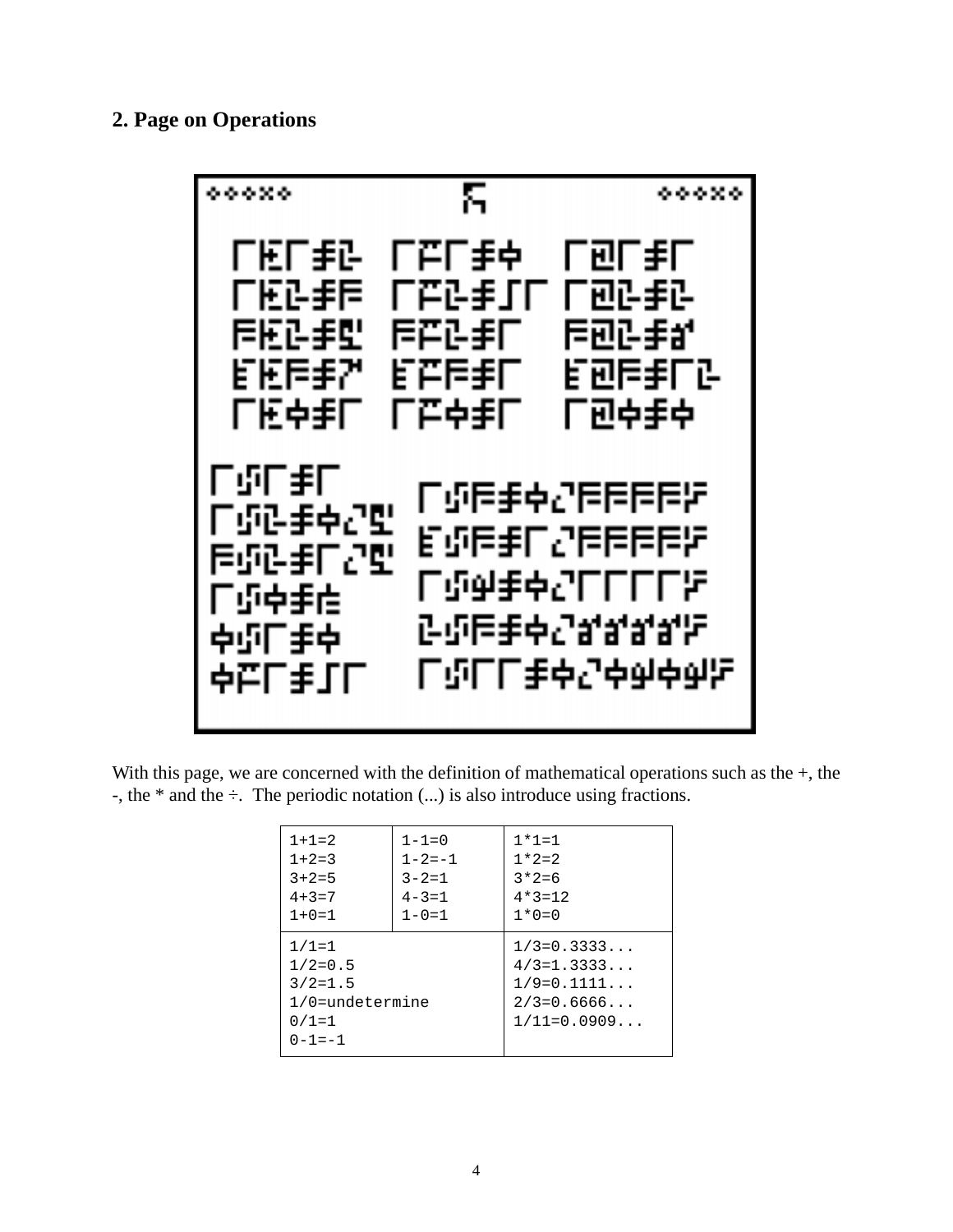## 2. Page on Operations

With this page, we are concerned with the definition of mathematical operations such as the +, the -, the * and the ÷. The periodic notation (...) is also introduce using fractions.

| | | |
|---|---|---|
| 1+1=2<br>1+2=3<br>3+2=5<br>4+3=7<br>1+0=1 | 1-1=0<br>1-2=-1<br>3-2=1<br>4-3=1<br>1-0=1 | 1*1=1<br>1*2=2<br>3*2=6<br>4*3=12<br>1*0=0 |
| 1/1=1<br>1/2=0.5<br>3/2=1.5<br>1/0=undetermine<br>0/1=1<br>0-1=-1 | | 1/3=0.3333...<br>4/3=1.3333...<br>1/9=0.1111...<br>2/3=0.6666...<br>1/11=0.0909... |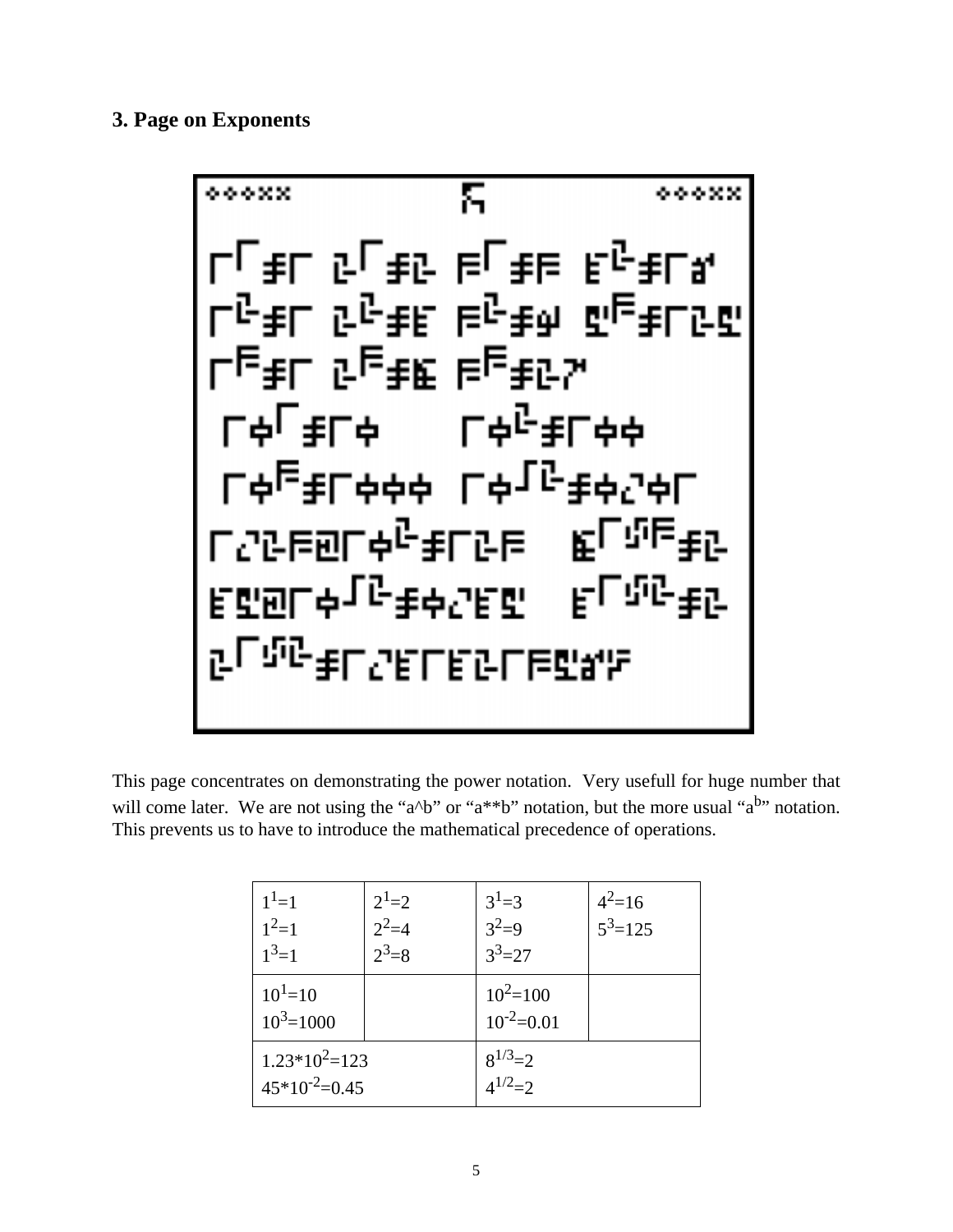### 3. Page on Exponents

This page concentrates on demonstrating the power notation. Very usefull for huge number that will come later. We are not using the "a^b" or "a**b" notation, but the more usual "$a^b$" notation. This prevents us to have to introduce the mathematical precedence of operations.

| | | | |
|---|---|---|---|
| $1^1=1$<br>$1^2=1$<br>$1^3=1$ | $2^1=2$<br>$2^2=4$<br>$2^3=8$ | $3^1=3$<br>$3^2=9$<br>$3^3=27$ | $4^2=16$<br>$5^3=125$ |
| $10^1=10$<br>$10^3=1000$ | | $10^2=100$<br>$10^{-2}=0.01$ | |
| $1.23*10^2=123$<br>$45*10^{-2}=0.45$ | | $8^{1/3}=2$<br>$4^{1/2}=2$ | |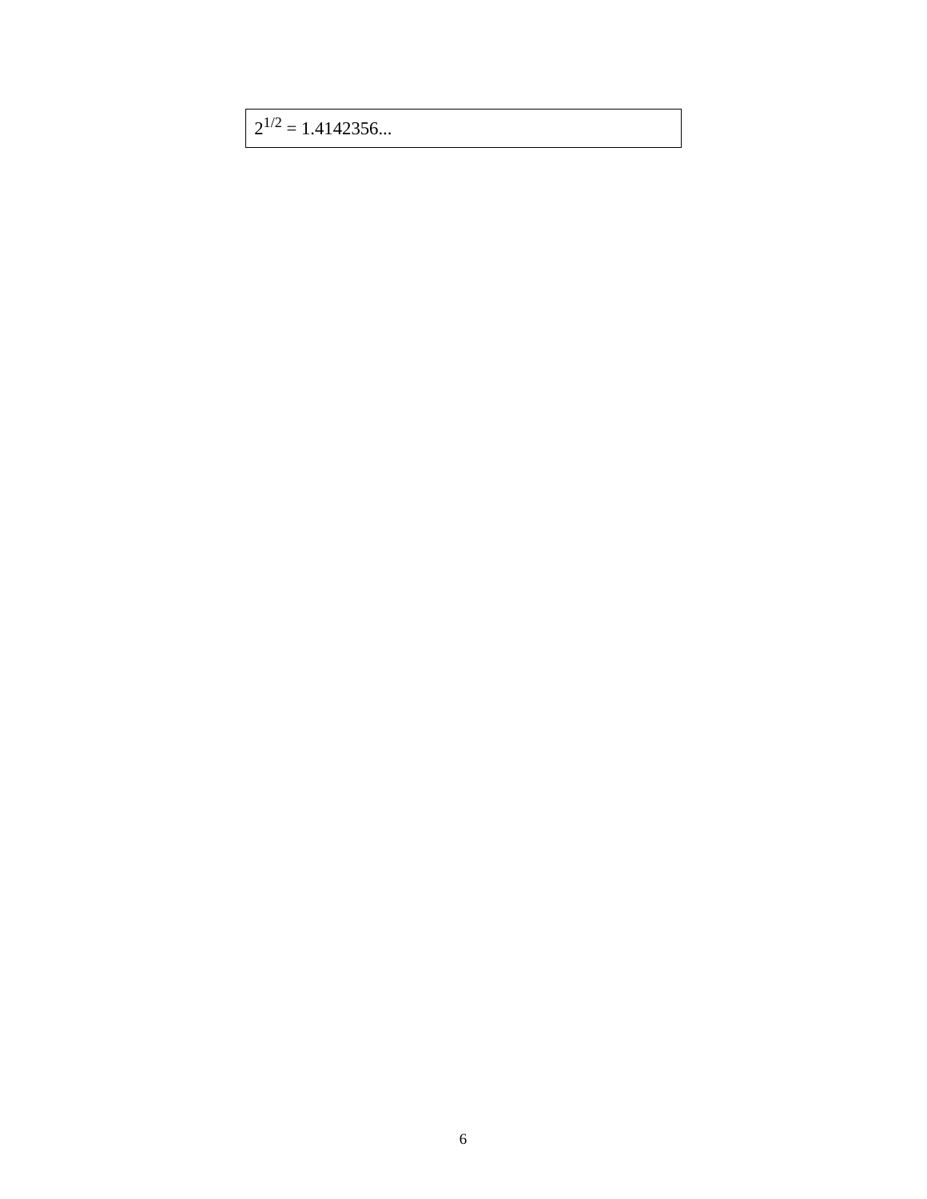$2^{1/2} = 1.4142356...$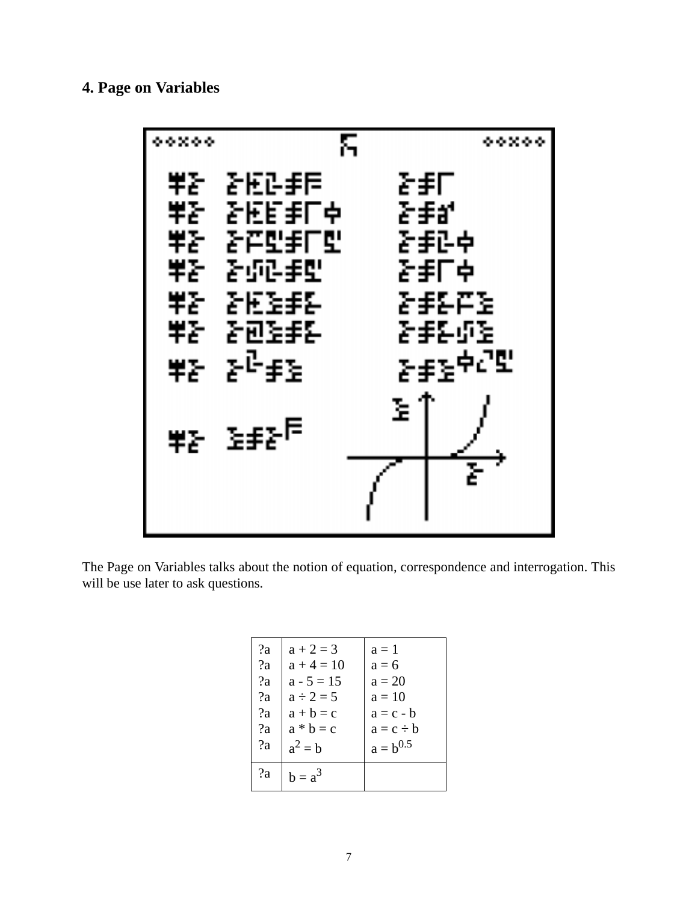## 4. Page on Variables

The Page on Variables talks about the notion of equation, correspondence and interrogation. This will be use later to ask questions.

| | | |
|---|---|---|
| ?a | $a + 2 = 3$ | $a = 1$ |
| ?a | $a + 4 = 10$ | $a = 6$ |
| ?a | $a - 5 = 15$ | $a = 20$ |
| ?a | $a \div 2 = 5$ | $a = 10$ |
| ?a | $a + b = c$ | $a = c - b$ |
| ?a | $a * b = c$ | $a = c \div b$ |
| ?a | $a^2 = b$ | $a = b^{0.5}$ |
| ?a | $b = a^3$ | |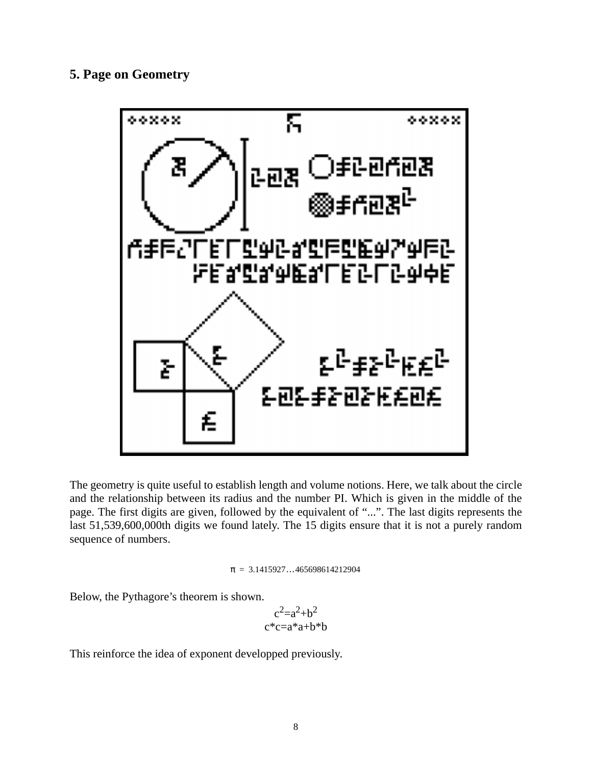## 5. Page on Geometry

The geometry is quite useful to establish length and volume notions. Here, we talk about the circle and the relationship between its radius and the number PI. Which is given in the middle of the page. The first digits are given, followed by the equivalent of "...". The last digits represents the last 51,539,600,000th digits we found lately. The 15 digits ensure that it is not a purely random sequence of numbers.

$$\pi = 3.1415927\ldots465698614212904$$

Below, the Pythagore's theorem is shown.

$$c^2=a^2+b^2$$

$$c*c=a*a+b*b$$

This reinforce the idea of exponent developped previously.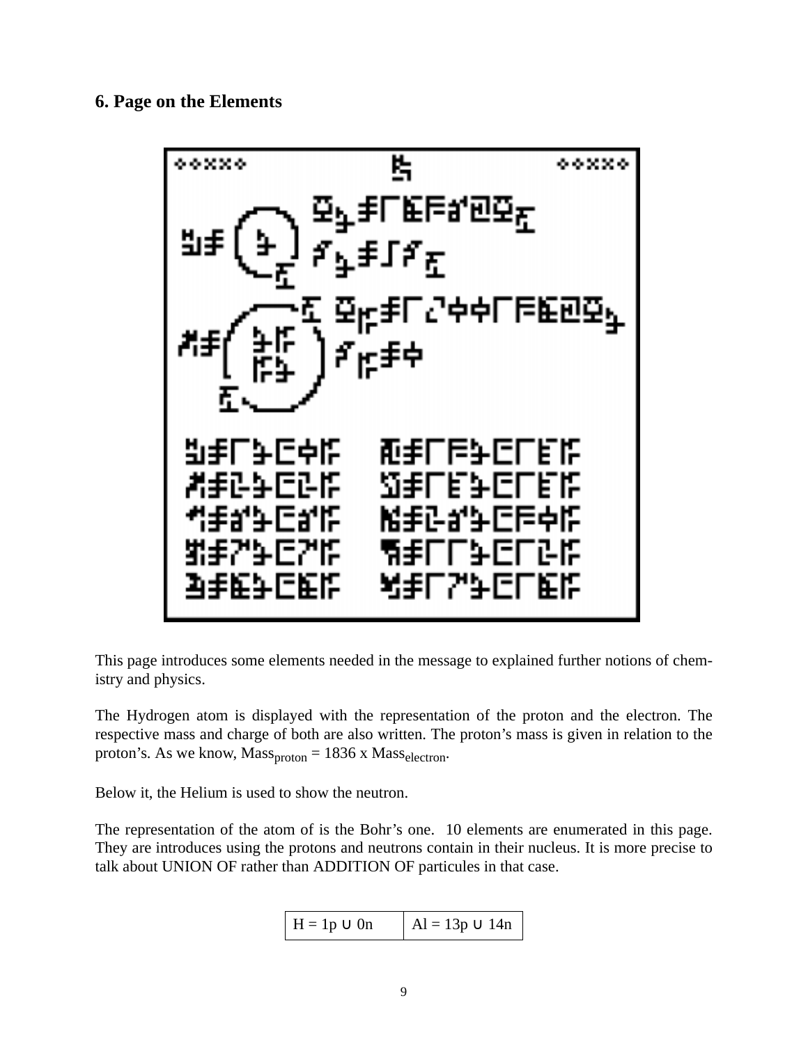### 6. Page on the Elements

This page introduces some elements needed in the message to explained further notions of chemistry and physics.

The Hydrogen atom is displayed with the representation of the proton and the electron. The respective mass and charge of both are also written. The proton's mass is given in relation to the proton's. As we know, $Mass_{proton} = 1836 \times Mass_{electron}$.

Below it, the Helium is used to show the neutron.

The representation of the atom of is the Bohr's one. 10 elements are enumerated in this page. They are introduces using the protons and neutrons contain in their nucleus. It is more precise to talk about UNION OF rather than ADDITION OF particules in that case.

| H = 1p ∪ 0n | Al = 13p ∪ 14n |
|---|---|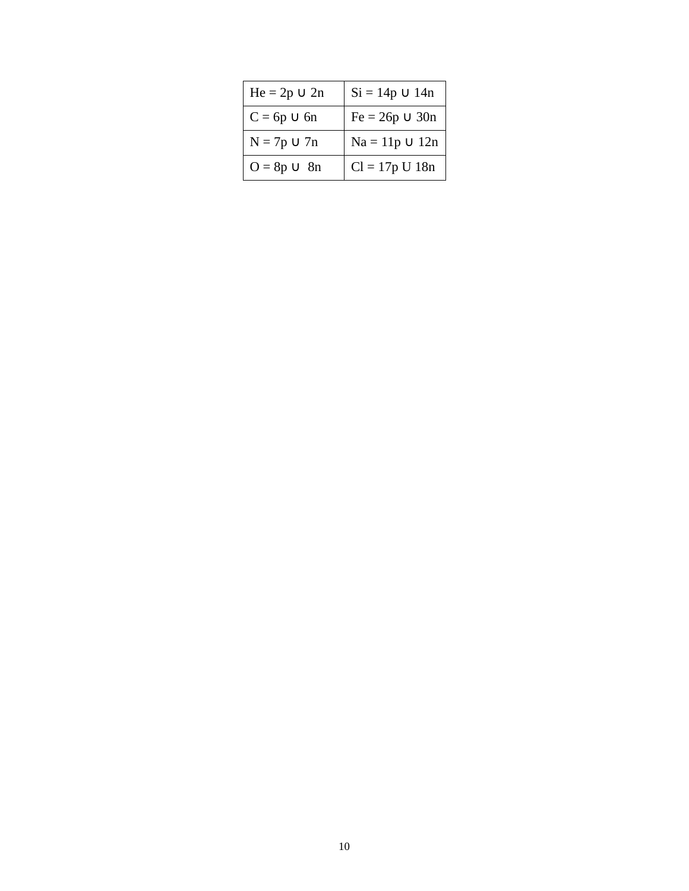| He = 2p ∪ 2n | Si = 14p ∪ 14n |
|---|---|
| C = 6p ∪ 6n | Fe = 26p ∪ 30n |
| N = 7p ∪ 7n | Na = 11p ∪ 12n |
| O = 8p ∪ 8n | Cl = 17p U 18n |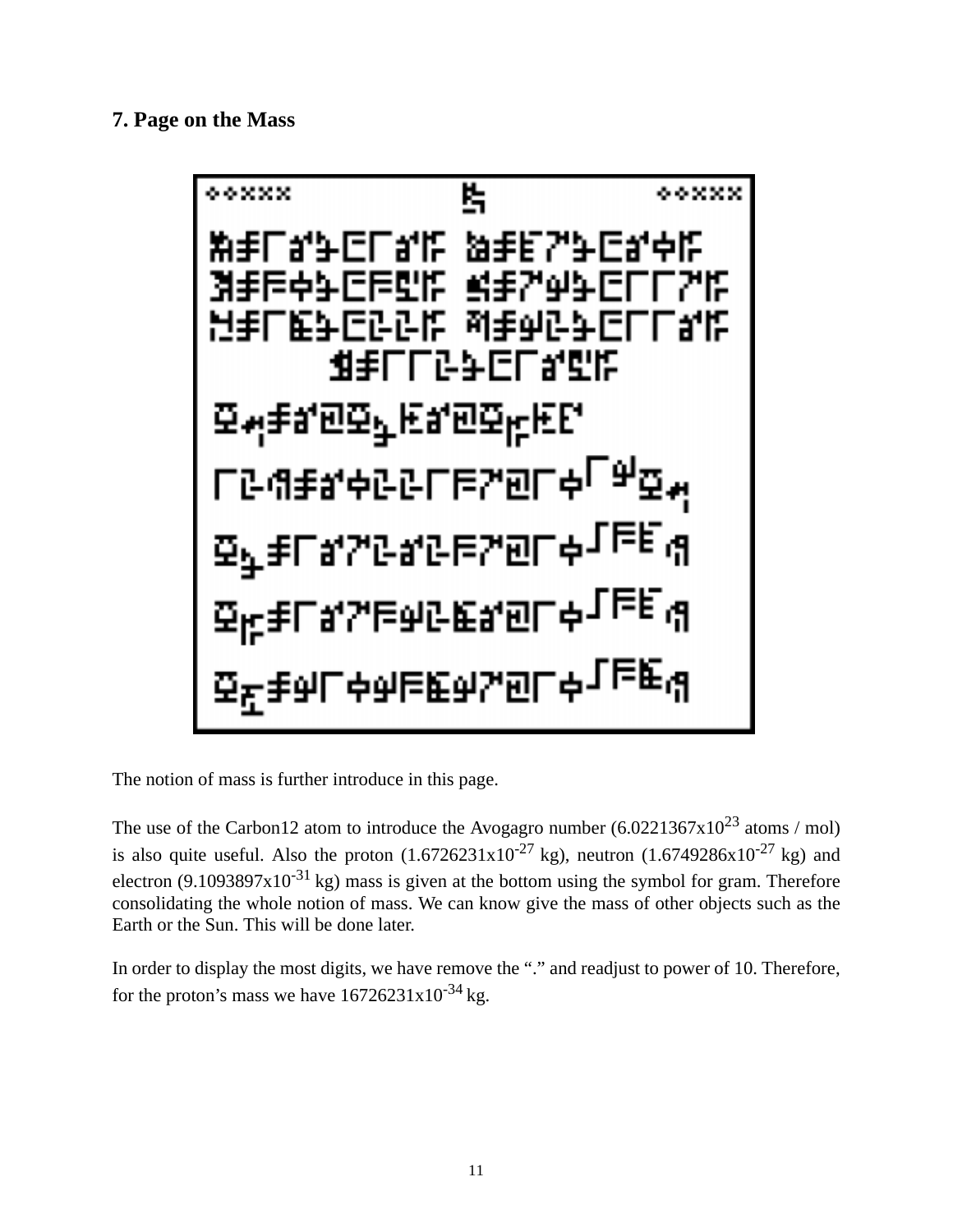## 7. Page on the Mass

The notion of mass is further introduce in this page.

The use of the Carbon12 atom to introduce the Avogagro number ($6.0221367 \times 10^{23}$ atoms / mol) is also quite useful. Also the proton ($1.6726231 \times 10^{-27}$ kg), neutron ($1.6749286 \times 10^{-27}$ kg) and electron ($9.1093897 \times 10^{-31}$ kg) mass is given at the bottom using the symbol for gram. Therefore consolidating the whole notion of mass. We can know give the mass of other objects such as the Earth or the Sun. This will be done later.

In order to display the most digits, we have remove the "." and readjust to power of 10. Therefore, for the proton's mass we have $16726231 \times 10^{-34}$ kg.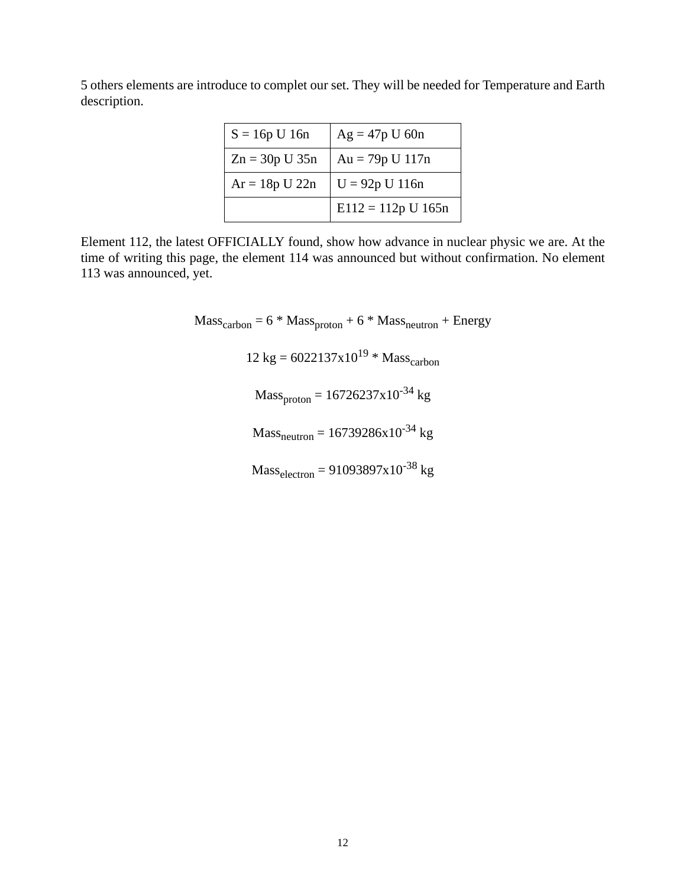5 others elements are introduce to complet our set. They will be needed for Temperature and Earth description.

| S = 16p U 16n | Ag = 47p U 60n |
|---|---|
| Zn = 30p U 35n | Au = 79p U 117n |
| Ar = 18p U 22n | U = 92p U 116n |
| | E112 = 112p U 165n |

Element 112, the latest OFFICIALLY found, show how advance in nuclear physic we are. At the time of writing this page, the element 114 was announced but without confirmation. No element 113 was announced, yet.

$$Mass_{carbon} = 6 * Mass_{proton} + 6 * Mass_{neutron} + Energy$$

$$12 \text{ kg} = 6022137x10^{19} * Mass_{carbon}$$

$$Mass_{proton} = 16726237x10^{-34} \text{ kg}$$

$$Mass_{neutron} = 16739286x10^{-34} \text{ kg}$$

$$Mass_{electron} = 91093897x10^{-38} \text{ kg}$$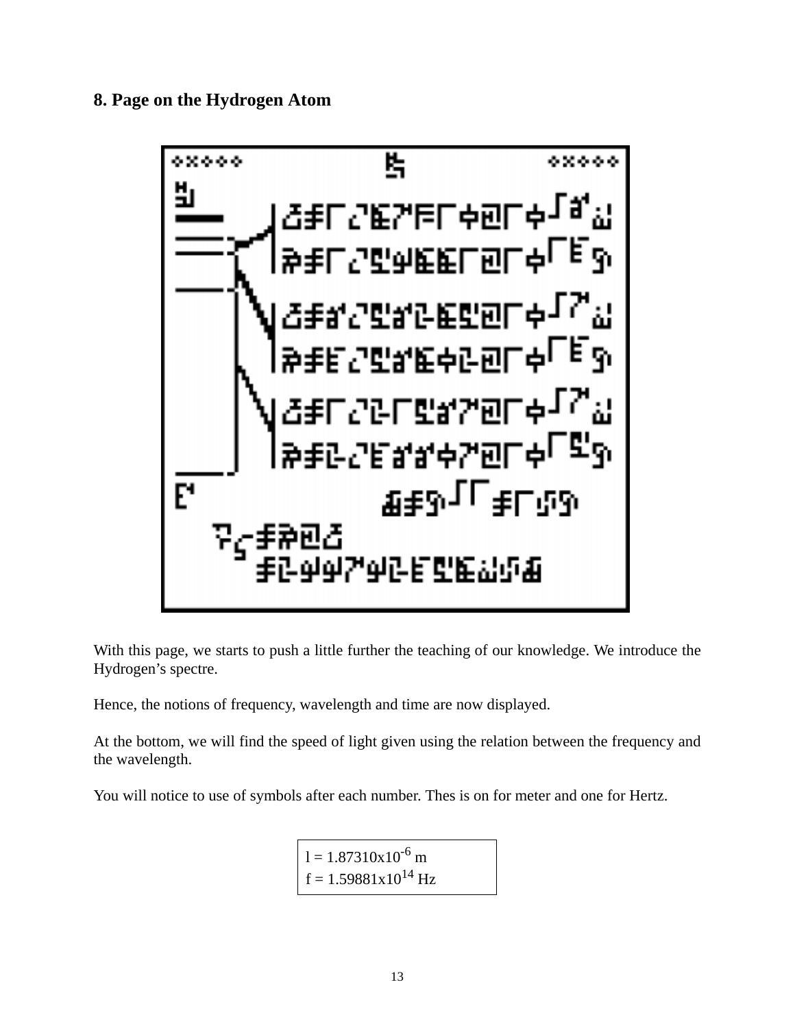## 8. Page on the Hydrogen Atom

With this page, we starts to push a little further the teaching of our knowledge. We introduce the Hydrogen's spectre.

Hence, the notions of frequency, wavelength and time are now displayed.

At the bottom, we will find the speed of light given using the relation between the frequency and the wavelength.

You will notice to use of symbols after each number. Thes is on for meter and one for Hertz.

| l = 1.87310x10$^{-6}$ m<br>f = 1.59881x10$^{14}$ Hz |
|---|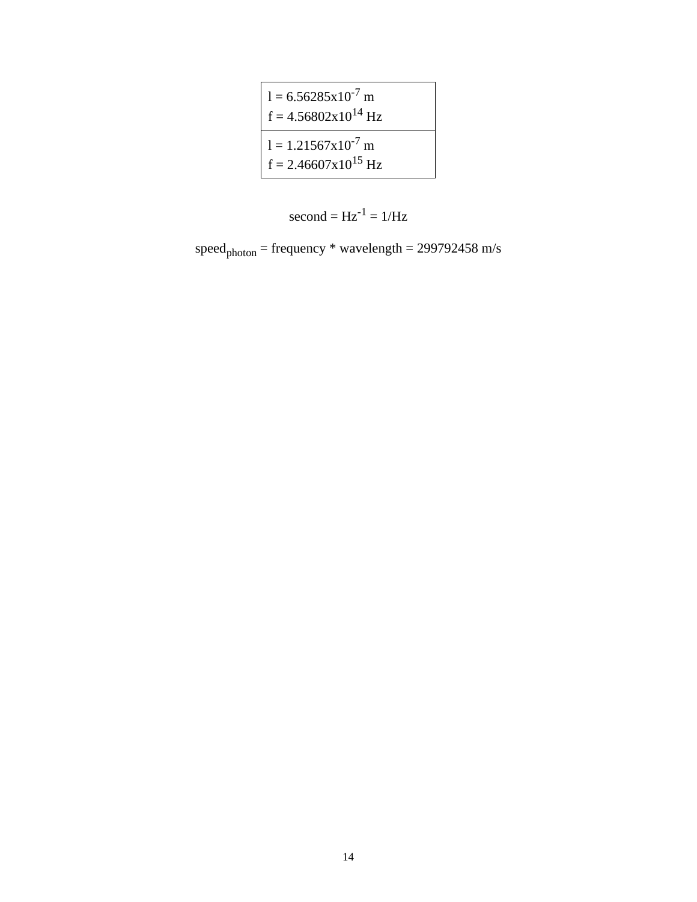| |
|---|
| l = $6.56285 \times 10^{-7}$ m<br>f = $4.56802 \times 10^{14}$ Hz |
| l = $1.21567 \times 10^{-7}$ m<br>f = $2.46607 \times 10^{15}$ Hz |

second = $Hz^{-1}$ = 1/Hz

$speed_{photon}$ = frequency * wavelength = 299792458 m/s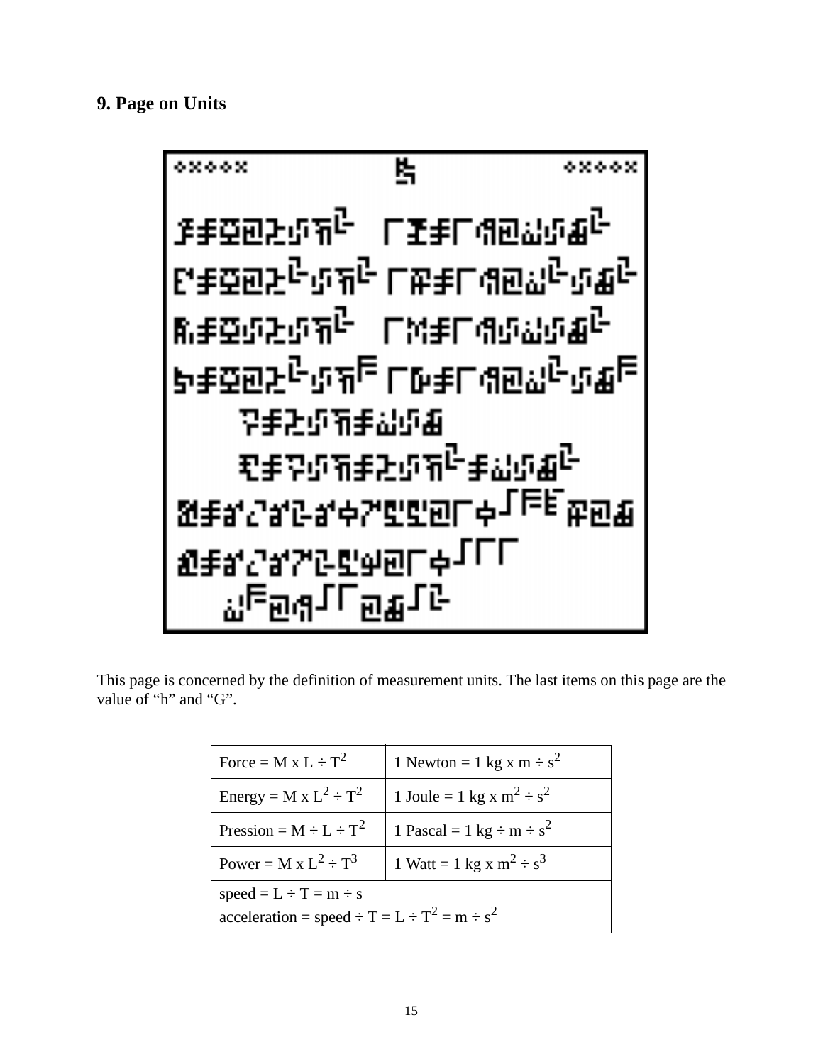## 9. Page on Units

This page is concerned by the definition of measurement units. The last items on this page are the value of “h” and “G”.

| Force = M x L ÷ $T^2$ | 1 Newton = 1 kg x m ÷ $s^2$ |
|---|---|
| Energy = M x $L^2$ ÷ $T^2$ | 1 Joule = 1 kg x $m^2$ ÷ $s^2$ |
| Pression = M ÷ L ÷ $T^2$ | 1 Pascal = 1 kg ÷ m ÷ $s^2$ |
| Power = M x $L^2$ ÷ $T^3$ | 1 Watt = 1 kg x $m^2$ ÷ $s^3$ |
| speed = L ÷ T = m ÷ s<br>acceleration = speed ÷ T = L ÷ $T^2$ = m ÷ $s^2$ | |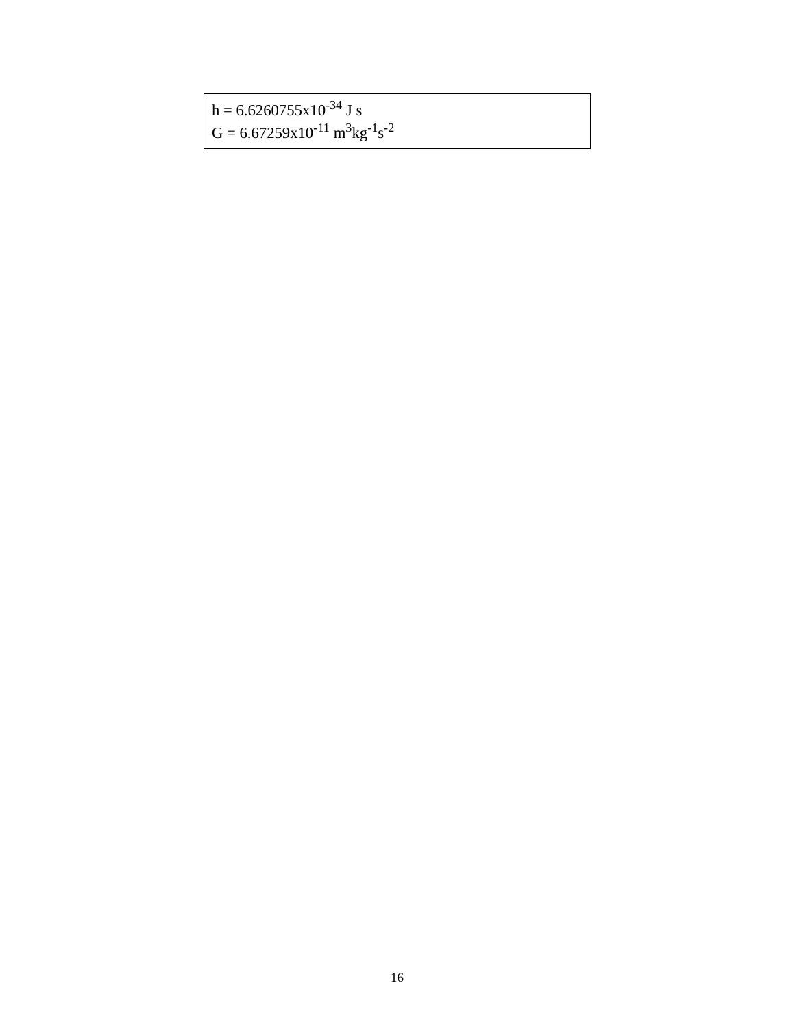$h = 6.6260755 \times 10^{-34}$ J s
$G = 6.67259 \times 10^{-11}$ $m^3 kg^{-1} s^{-2}$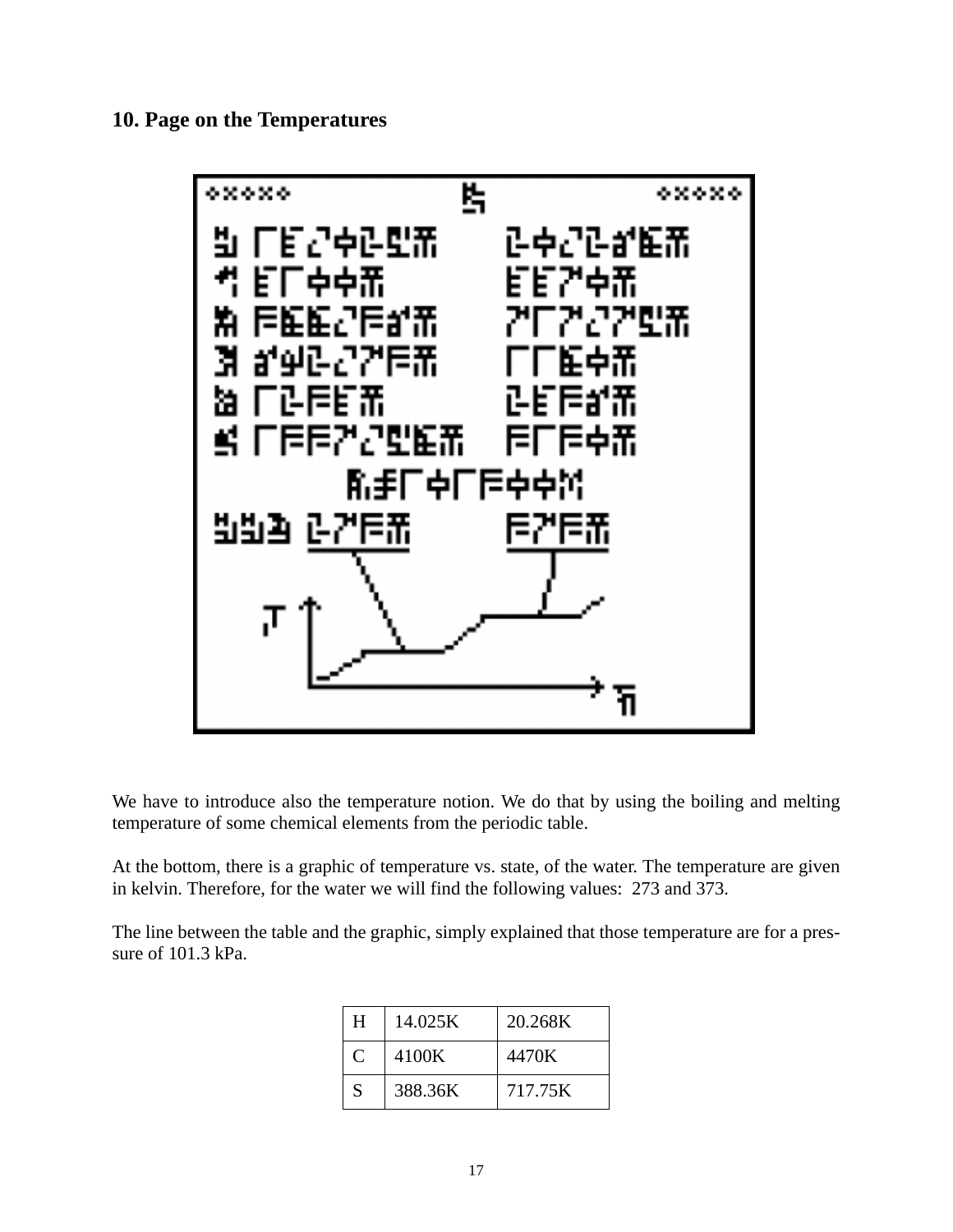## 10. Page on the Temperatures

We have to introduce also the temperature notion. We do that by using the boiling and melting temperature of some chemical elements from the periodic table.

At the bottom, there is a graphic of temperature vs. state, of the water. The temperature are given in kelvin. Therefore, for the water we will find the following values: 273 and 373.

The line between the table and the graphic, simply explained that those temperature are for a pressure of 101.3 kPa.

| H | 14.025K | 20.268K |
|---|---|---|
| C | 4100K | 4470K |
| S | 388.36K | 717.75K |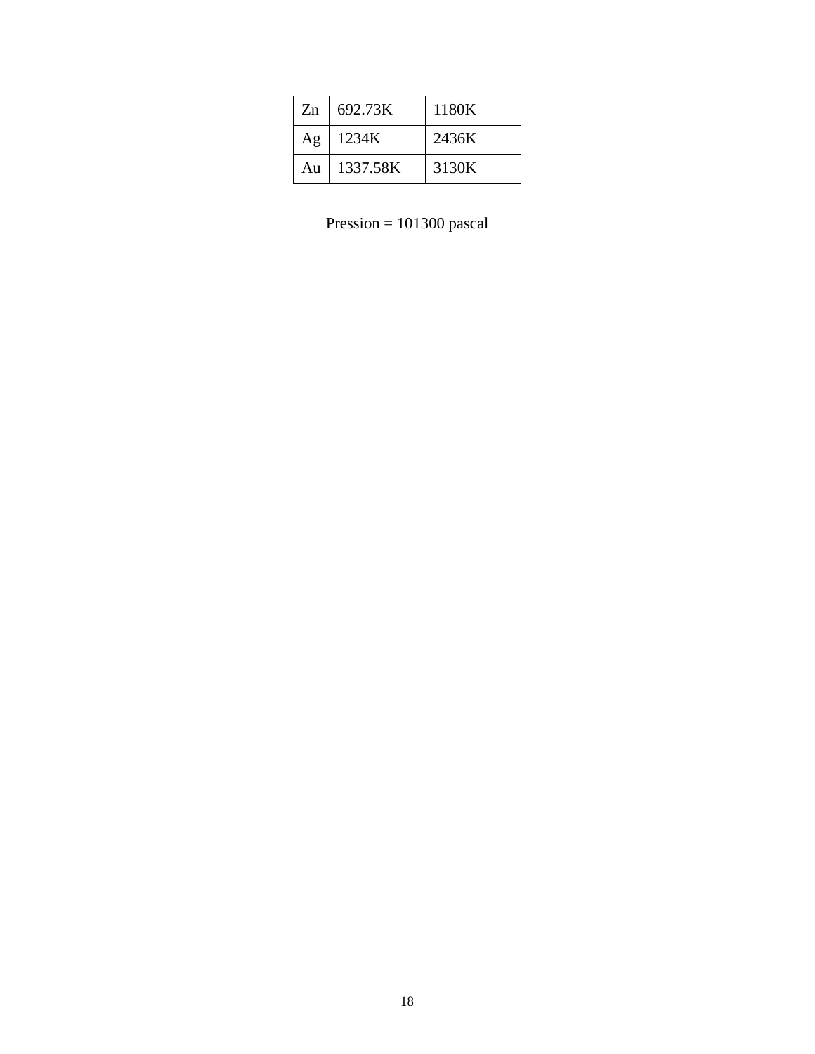| Zn | 692.73K | 1180K |
|---|---|---|
| Ag | 1234K | 2436K |
| Au | 1337.58K | 3130K |

Pression = 101300 pascal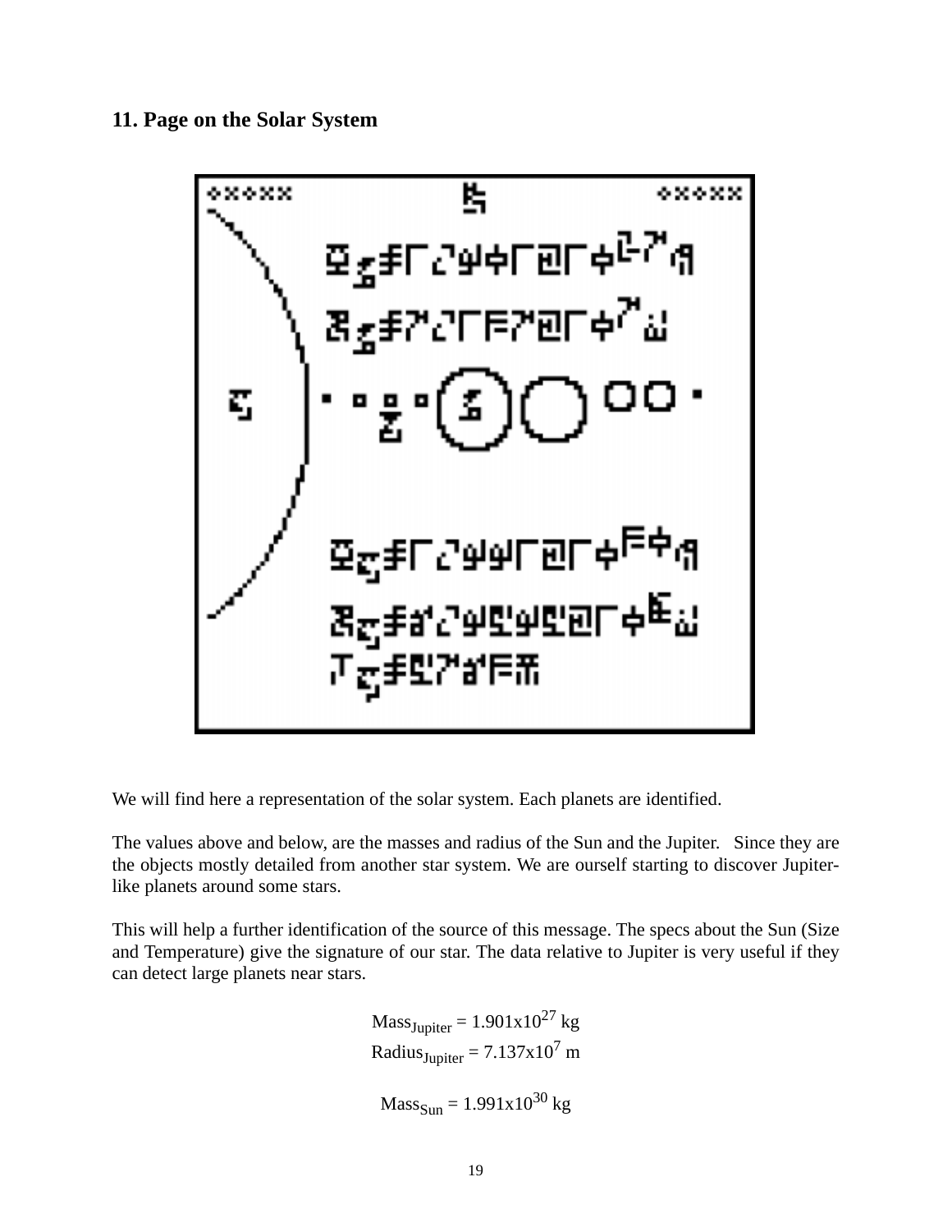### 11. Page on the Solar System

We will find here a representation of the solar system. Each planets are identified.

The values above and below, are the masses and radius of the Sun and the Jupiter. Since they are the objects mostly detailed from another star system. We are ourself starting to discover Jupiter-like planets around some stars.

This will help a further identification of the source of this message. The specs about the Sun (Size and Temperature) give the signature of our star. The data relative to Jupiter is very useful if they can detect large planets near stars.

$$\text{Mass}_{\text{Jupiter}} = 1.901\text{x}10^{27}\text{ kg}$$

$$\text{Radius}_{\text{Jupiter}} = 7.137\text{x}10^{7}\text{ m}$$

$$\text{Mass}_{\text{Sun}} = 1.991\text{x}10^{30}\text{ kg}$$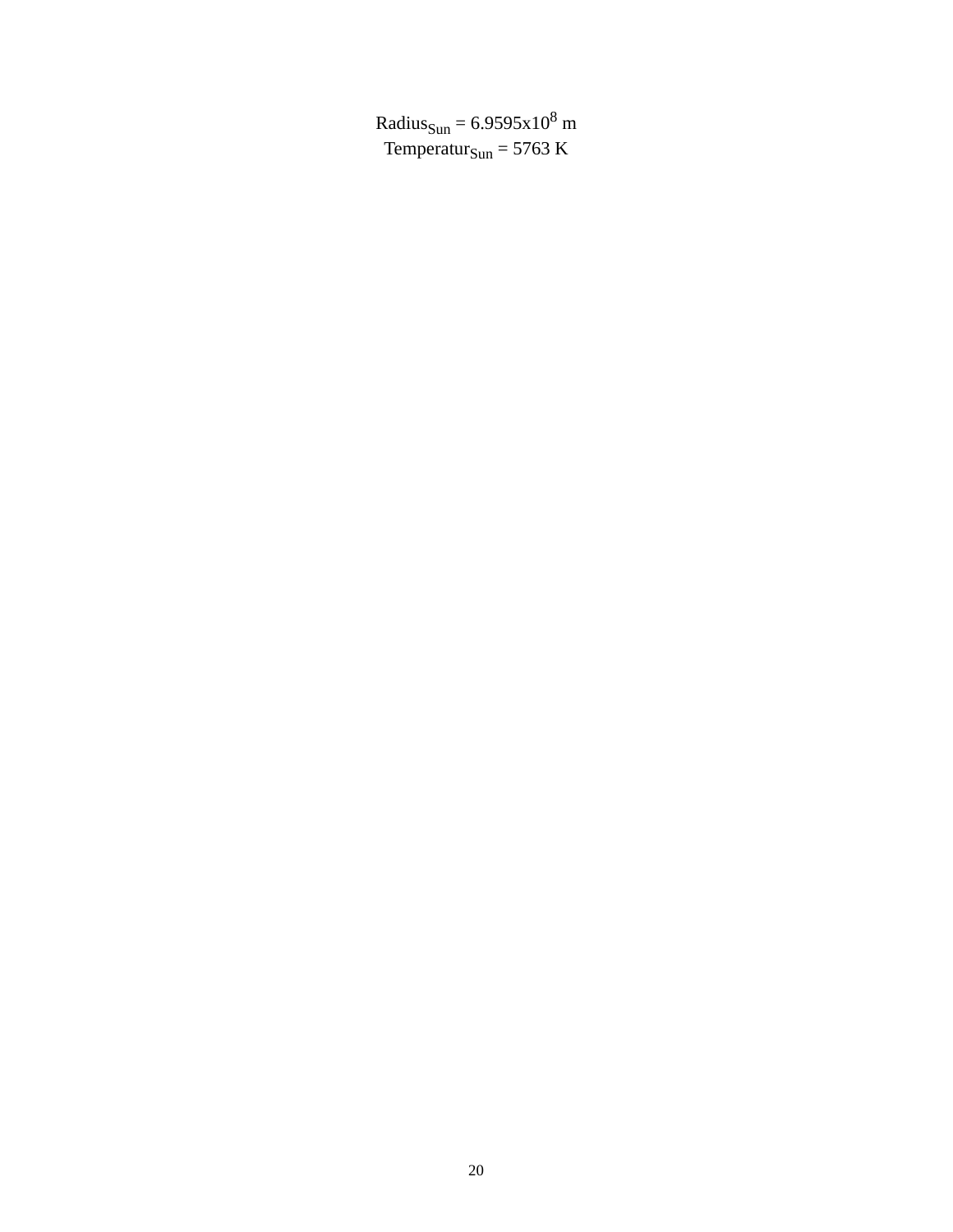$Radius_{Sun} = 6.9595 \times 10^8$ m

$Temperatur_{Sun} = 5763$ K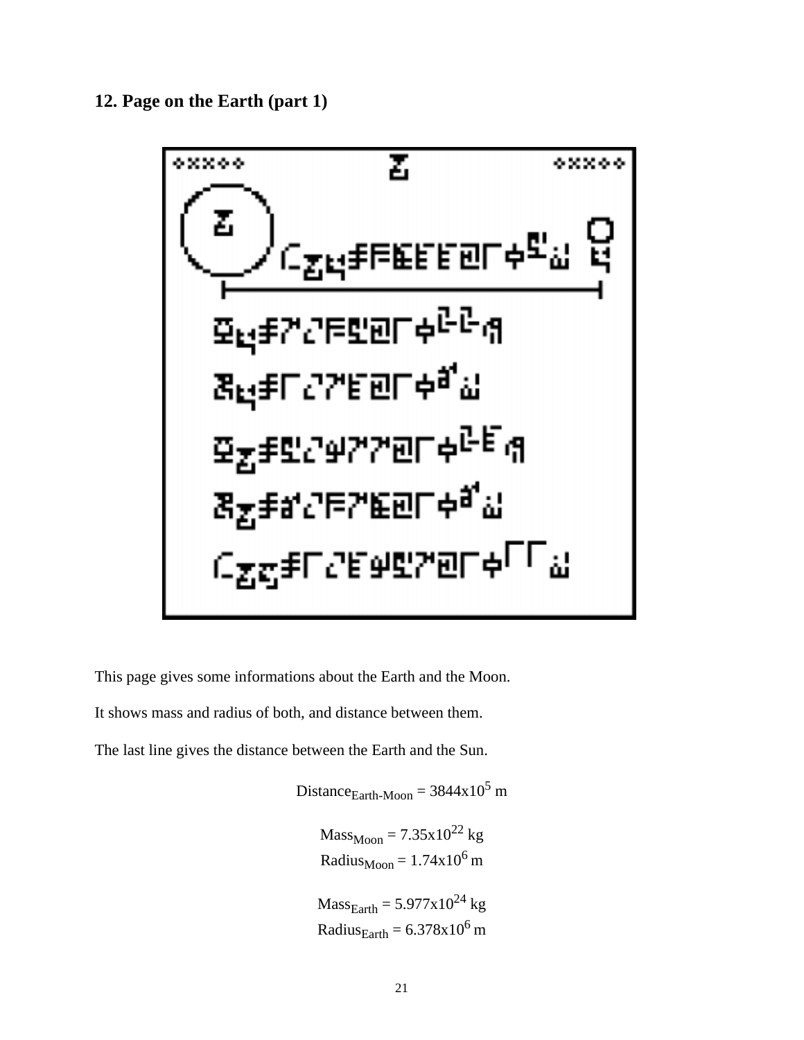## 12. Page on the Earth (part 1)

This page gives some informations about the Earth and the Moon.

It shows mass and radius of both, and distance between them.

The last line gives the distance between the Earth and the Sun.

$$\text{Distance}_{\text{Earth-Moon}} = 3844\text{x}10^{5} \text{ m}$$

$$\text{Mass}_{\text{Moon}} = 7.35\text{x}10^{22} \text{ kg}$$
$$\text{Radius}_{\text{Moon}} = 1.74\text{x}10^{6} \text{ m}$$

$$\text{Mass}_{\text{Earth}} = 5.977\text{x}10^{24} \text{ kg}$$
$$\text{Radius}_{\text{Earth}} = 6.378\text{x}10^{6} \text{ m}$$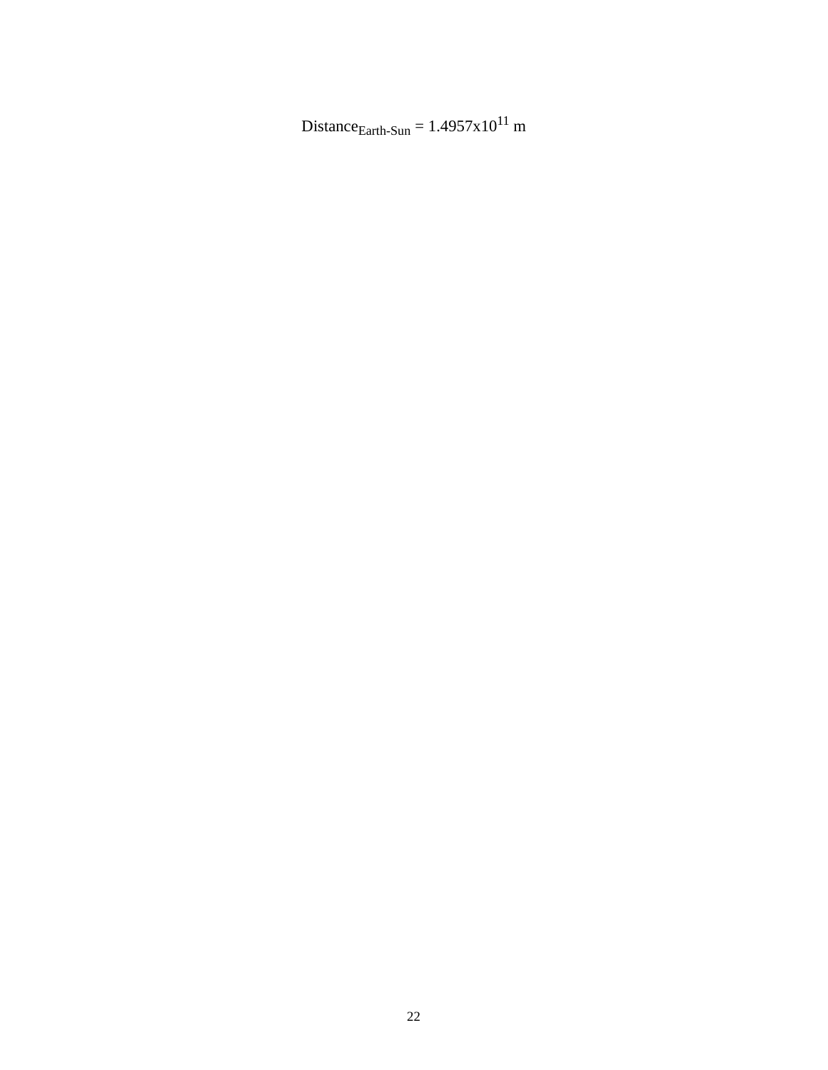$$\text{Distance}_{\text{Earth-Sun}} = 1.4957\text{x}10^{11}\text{ m}$$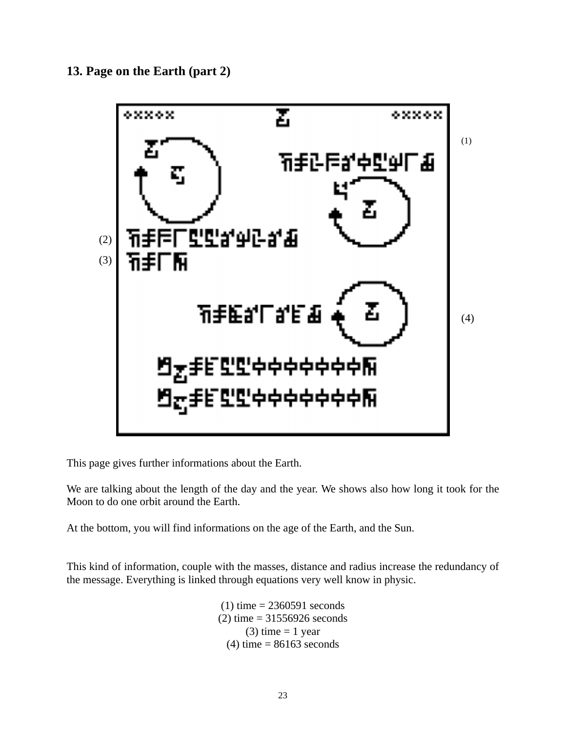### 13. Page on the Earth (part 2)

This page gives further informations about the Earth.

We are talking about the length of the day and the year. We shows also how long it took for the Moon to do one orbit around the Earth.

At the bottom, you will find informations on the age of the Earth, and the Sun.

This kind of information, couple with the masses, distance and radius increase the redundancy of the message. Everything is linked through equations very well know in physic.

(1) time = 2360591 seconds
(2) time = 31556926 seconds
(3) time = 1 year
(4) time = 86163 seconds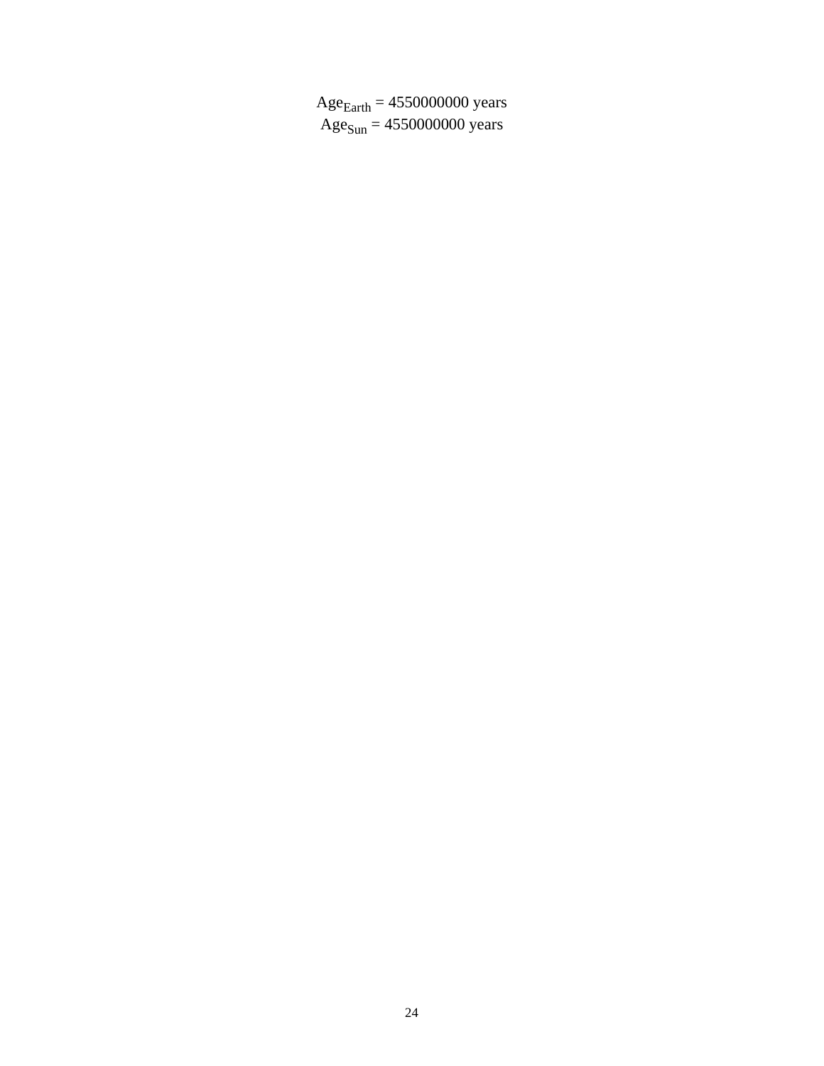$$Age_{Earth} = 4550000000 \text{ years}$$
$$Age_{Sun} = 4550000000 \text{ years}$$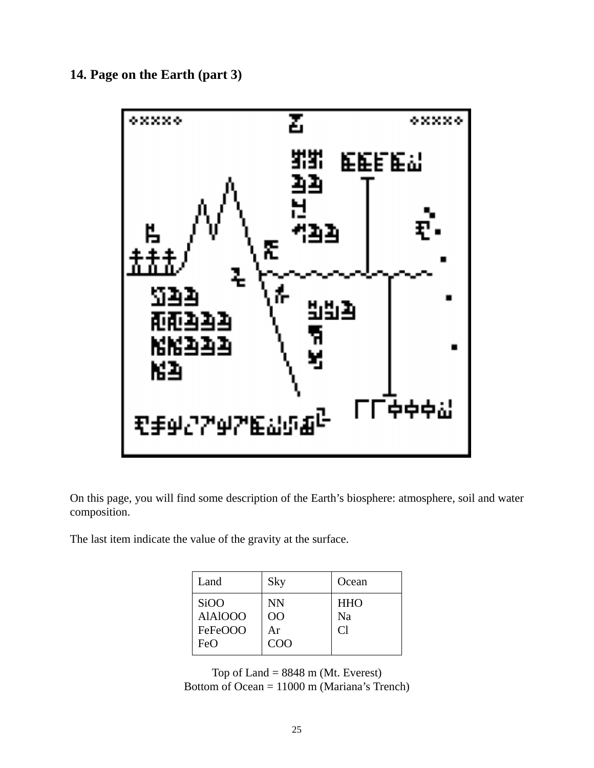## 14. Page on the Earth (part 3)

On this page, you will find some description of the Earth's biosphere: atmosphere, soil and water composition.

The last item indicate the value of the gravity at the surface.

| Land | Sky | Ocean |
|---|---|---|
| SiOO<br>AlAlOOO<br>FeFeOOO<br>FeO | NN<br>OO<br>Ar<br>COO | HHO<br>Na<br>Cl |

Top of Land = 8848 m (Mt. Everest)
Bottom of Ocean = 11000 m (Mariana's Trench)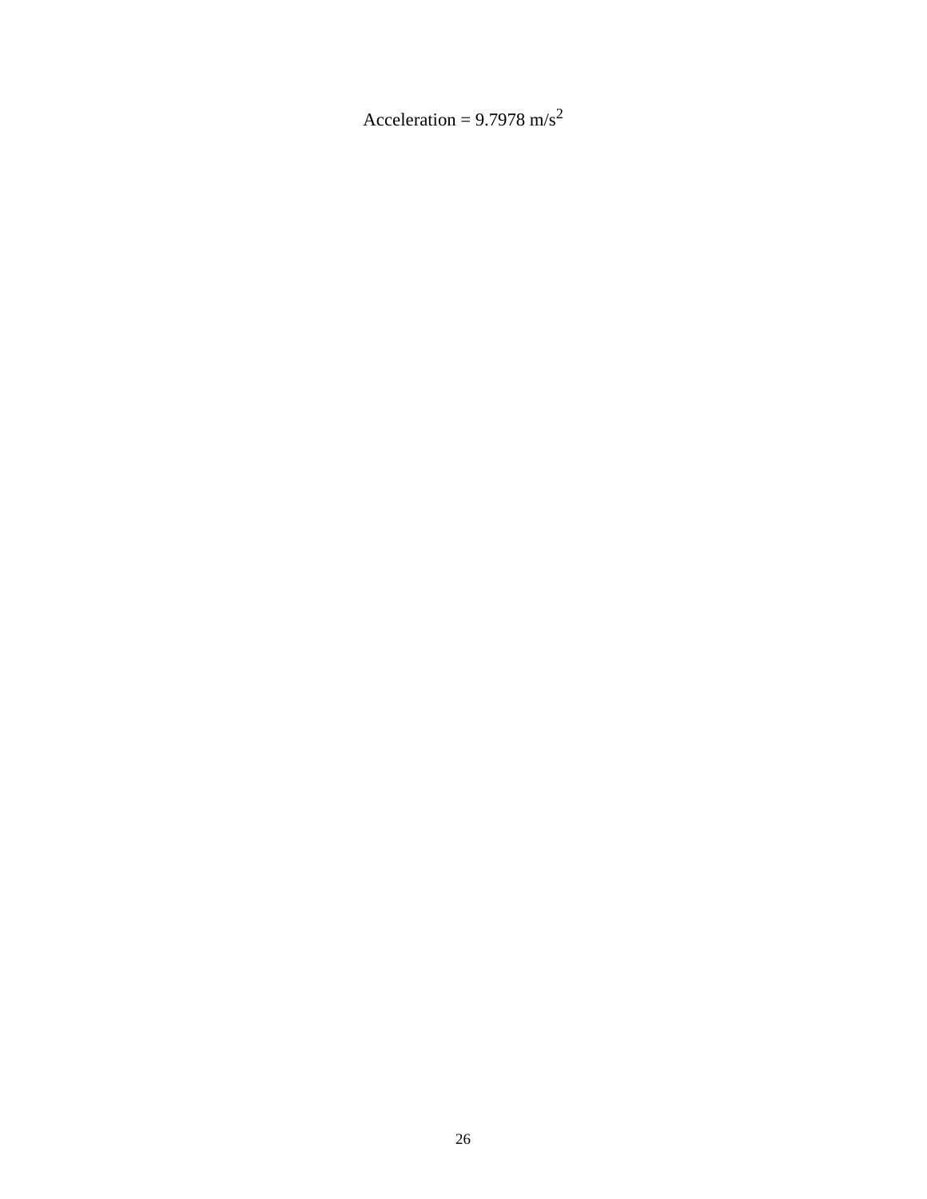Acceleration = 9.7978 m/$s^2$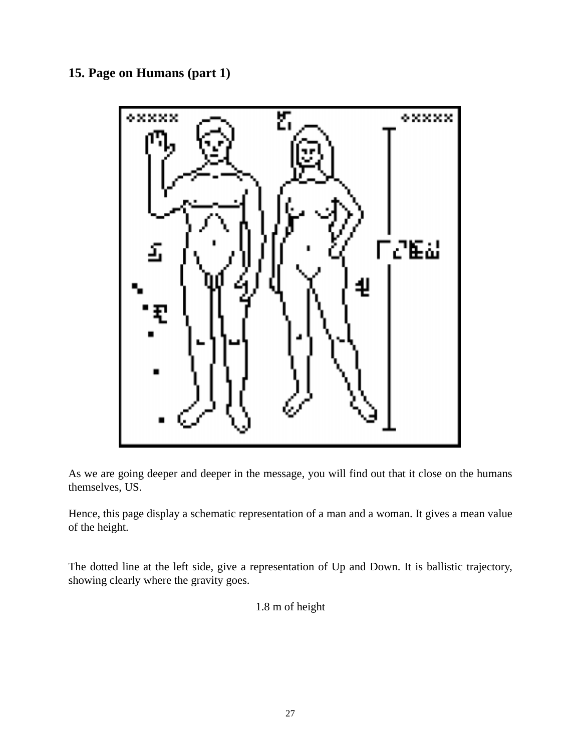## 15. Page on Humans (part 1)

As we are going deeper and deeper in the message, you will find out that it close on the humans themselves, US.

Hence, this page display a schematic representation of a man and a woman. It gives a mean value of the height.

The dotted line at the left side, give a representation of Up and Down. It is ballistic trajectory, showing clearly where the gravity goes.

1.8 m of height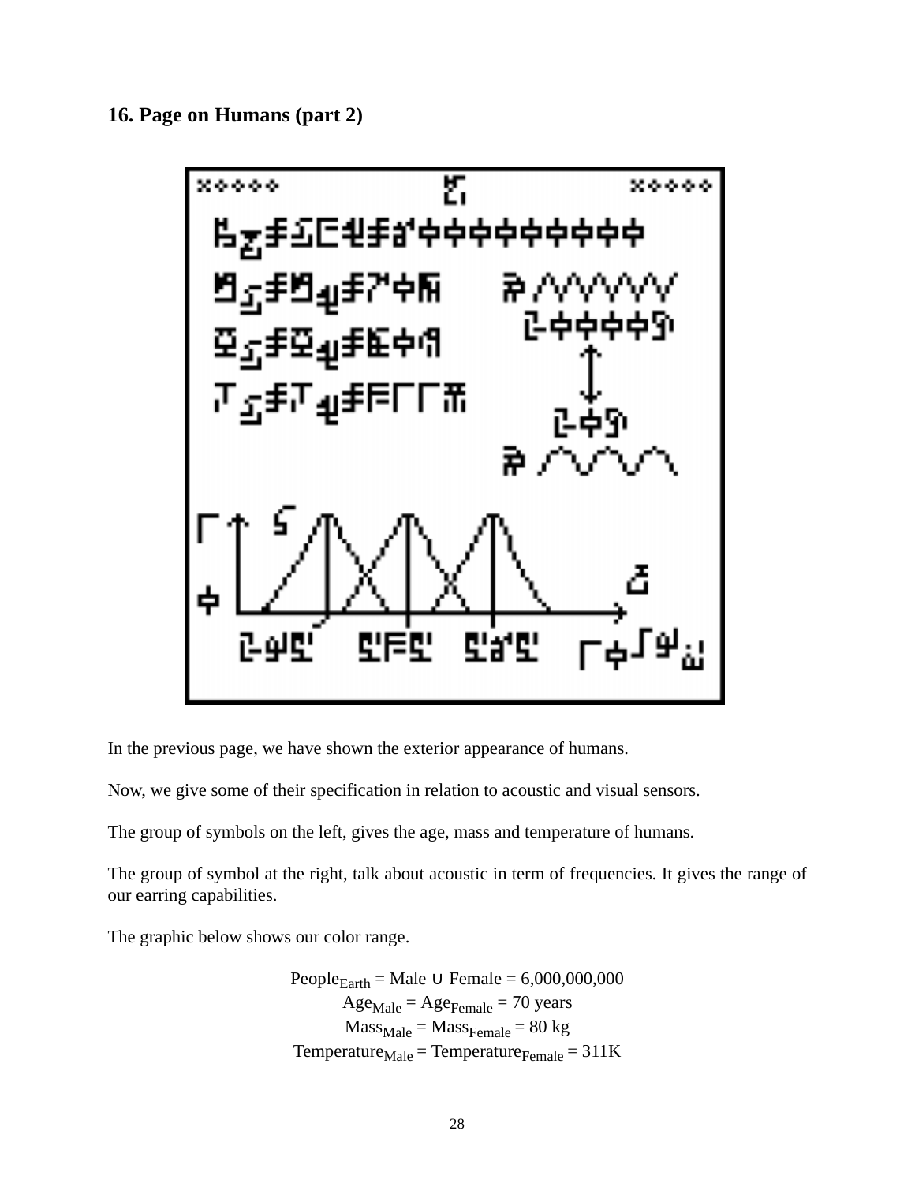## 16. Page on Humans (part 2)

In the previous page, we have shown the exterior appearance of humans.

Now, we give some of their specification in relation to acoustic and visual sensors.

The group of symbols on the left, gives the age, mass and temperature of humans.

The group of symbol at the right, talk about acoustic in term of frequencies. It gives the range of our earring capabilities.

The graphic below shows our color range.

$$People_{Earth} = Male \cup Female = 6{,}000{,}000{,}000$$
$$Age_{Male} = Age_{Female} = 70 \text{ years}$$
$$Mass_{Male} = Mass_{Female} = 80 \text{ kg}$$
$$Temperature_{Male} = Temperature_{Female} = 311K$$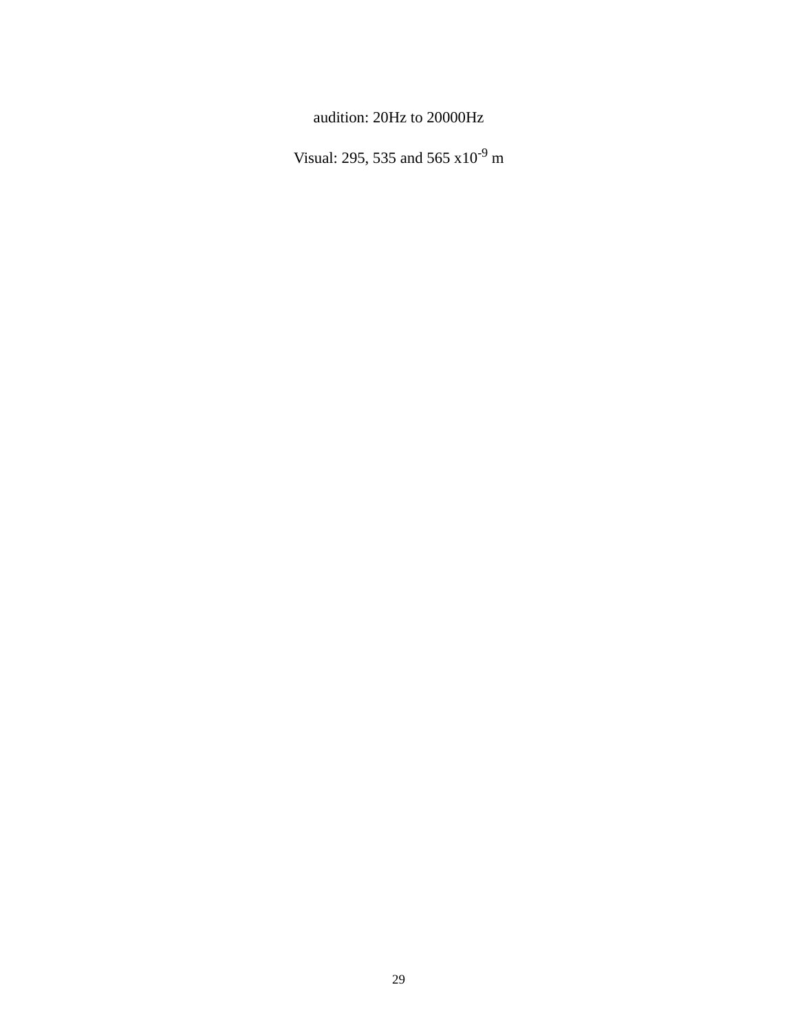audition: 20Hz to 20000Hz

Visual: 295, 535 and 565 x$10^{-9}$ m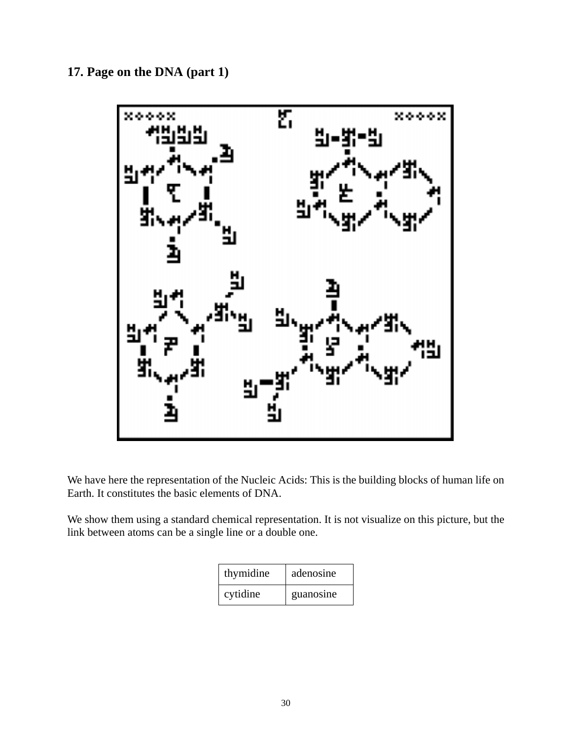## 17. Page on the DNA (part 1)

We have here the representation of the Nucleic Acids: This is the building blocks of human life on Earth. It constitutes the basic elements of DNA.

We show them using a standard chemical representation. It is not visualize on this picture, but the link between atoms can be a single line or a double one.

| thymidine | adenosine |
|---|---|
| cytidine | guanosine |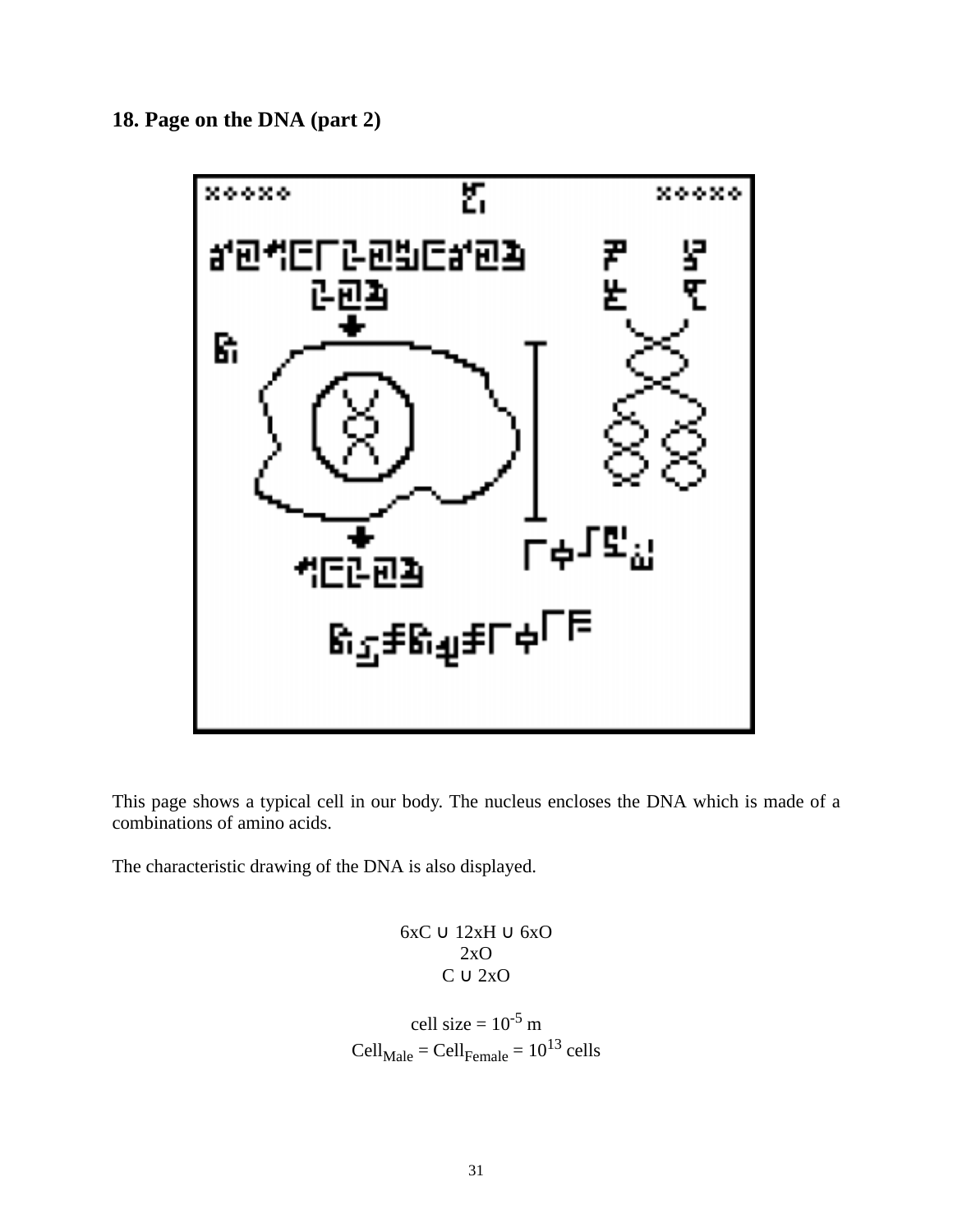## 18. Page on the DNA (part 2)

This page shows a typical cell in our body. The nucleus encloses the DNA which is made of a combinations of amino acids.

The characteristic drawing of the DNA is also displayed.

$$6xC \cup 12xH \cup 6xO$$
$$2xO$$
$$C \cup 2xO$$

cell size = $10^{-5}$ m

$Cell_{Male} = Cell_{Female} = 10^{13}$ cells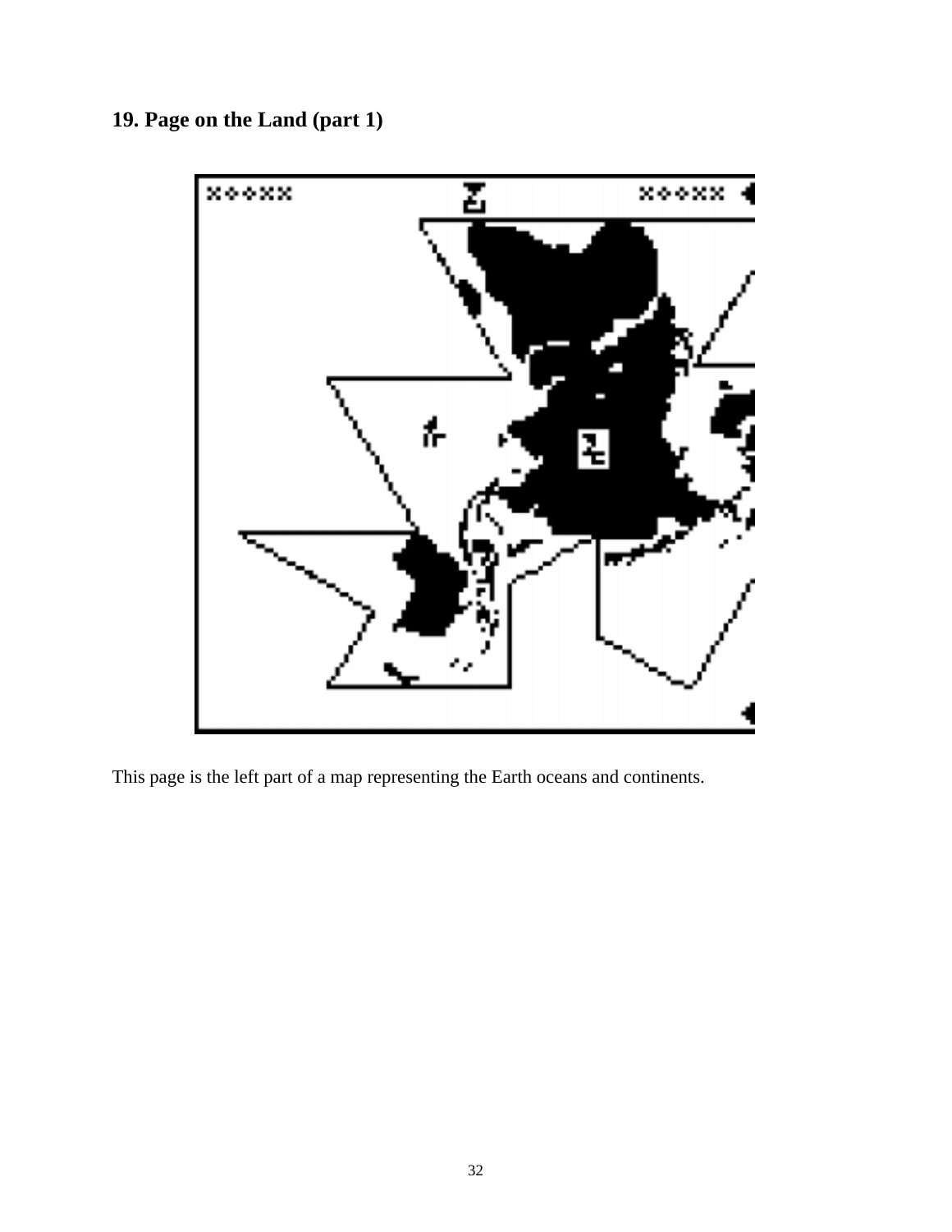## 19. Page on the Land (part 1)

This page is the left part of a map representing the Earth oceans and continents.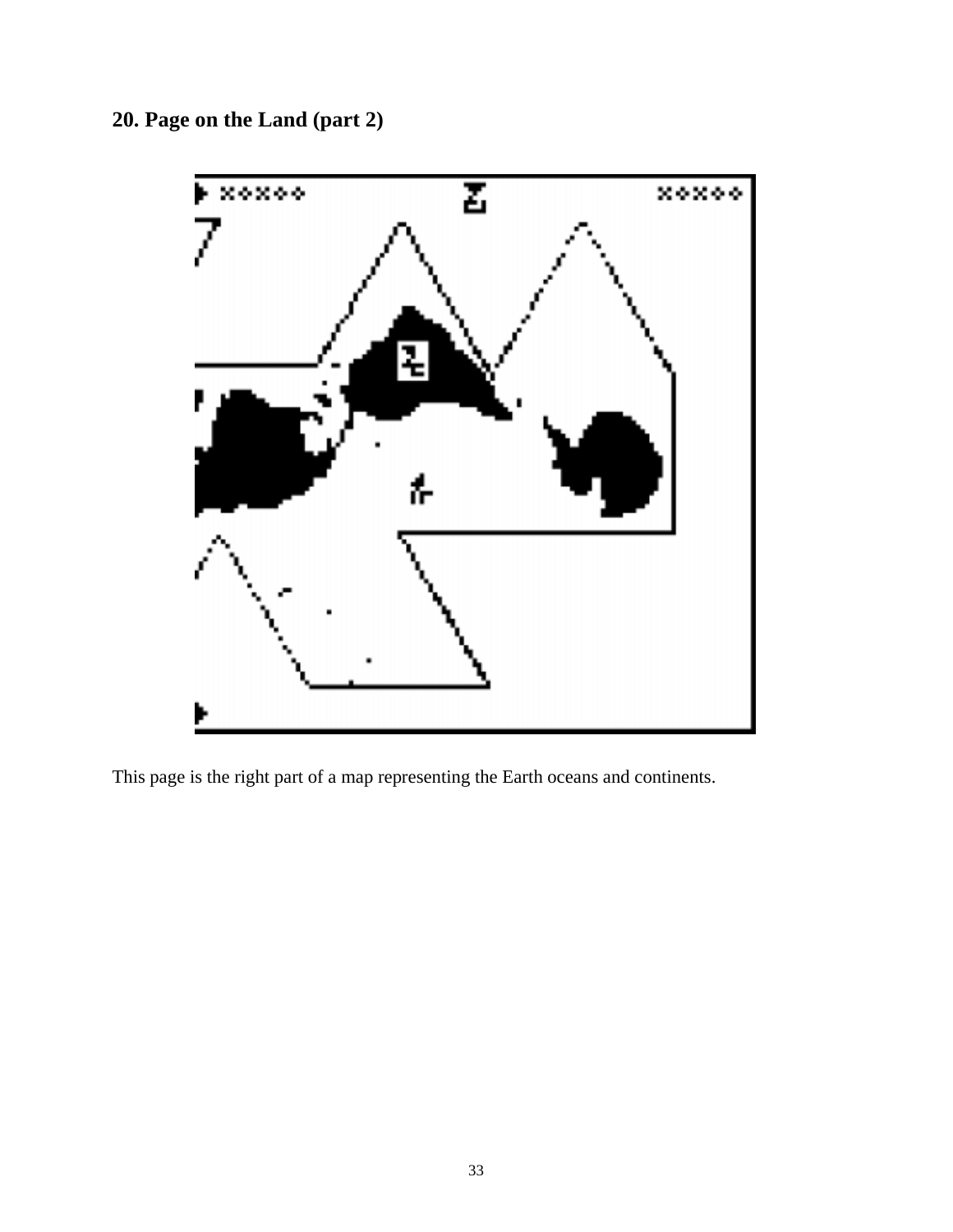## 20. Page on the Land (part 2)

This page is the right part of a map representing the Earth oceans and continents.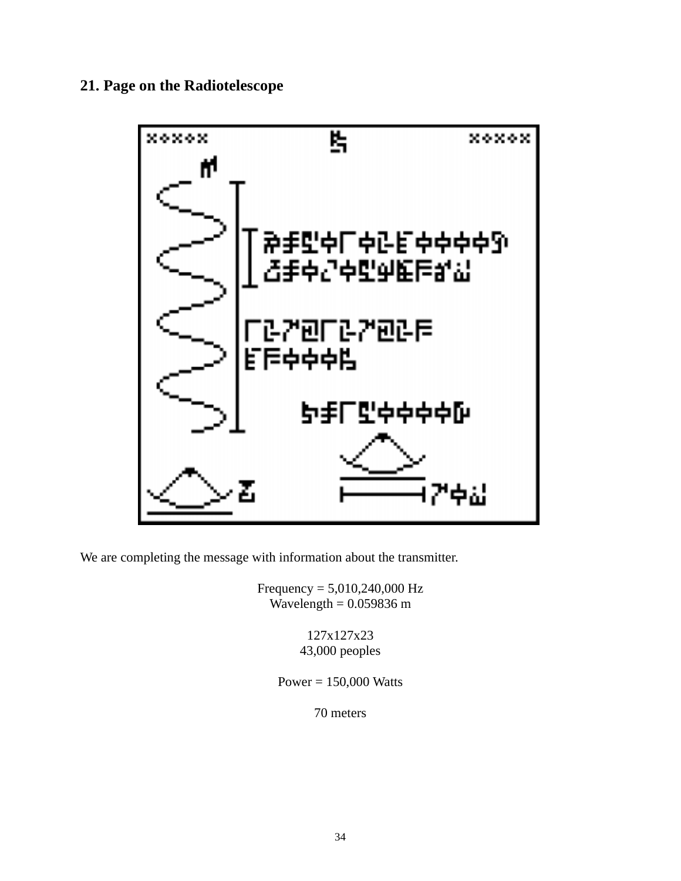## 21. Page on the Radiotelescope

We are completing the message with information about the transmitter.

Frequency = 5,010,240,000 Hz
Wavelength = 0.059836 m

127x127x23
43,000 peoples

Power = 150,000 Watts

70 meters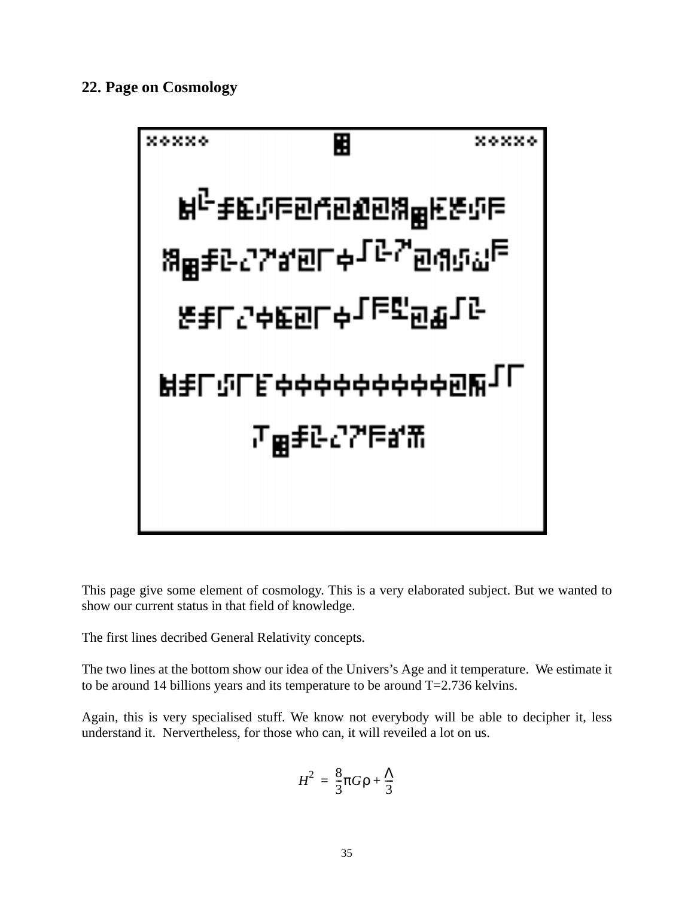## 22. Page on Cosmology

This page give some element of cosmology. This is a very elaborated subject. But we wanted to show our current status in that field of knowledge.

The first lines decribed General Relativity concepts.

The two lines at the bottom show our idea of the Univers's Age and it temperature. We estimate it to be around 14 billions years and its temperature to be around T=2.736 kelvins.

Again, this is very specialised stuff. We know not everybody will be able to decipher it, less understand it. Nervertheless, for those who can, it will reveiled a lot on us.

$$H^2 = \frac{8}{3}\pi G\rho + \frac{\Lambda}{3}$$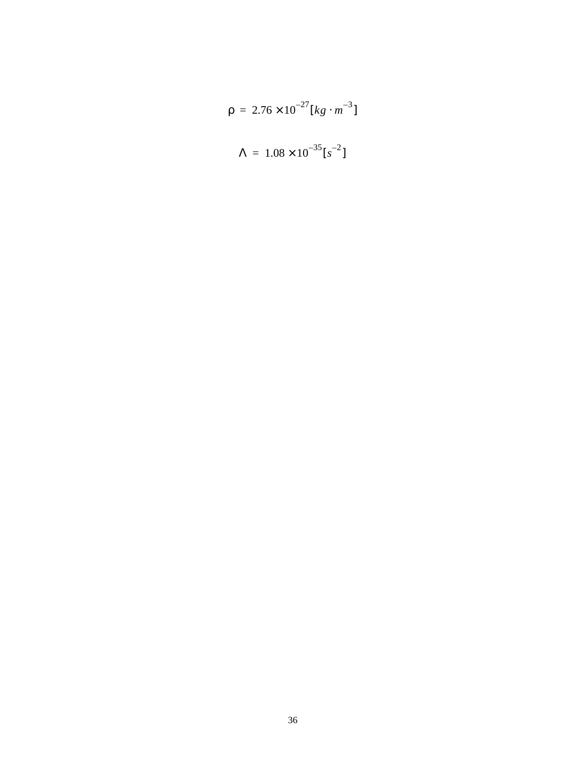$$\rho = 2.76 \times 10^{-27} [kg \cdot m^{-3}]$$

$$\Lambda = 1.08 \times 10^{-35} [s^{-2}]$$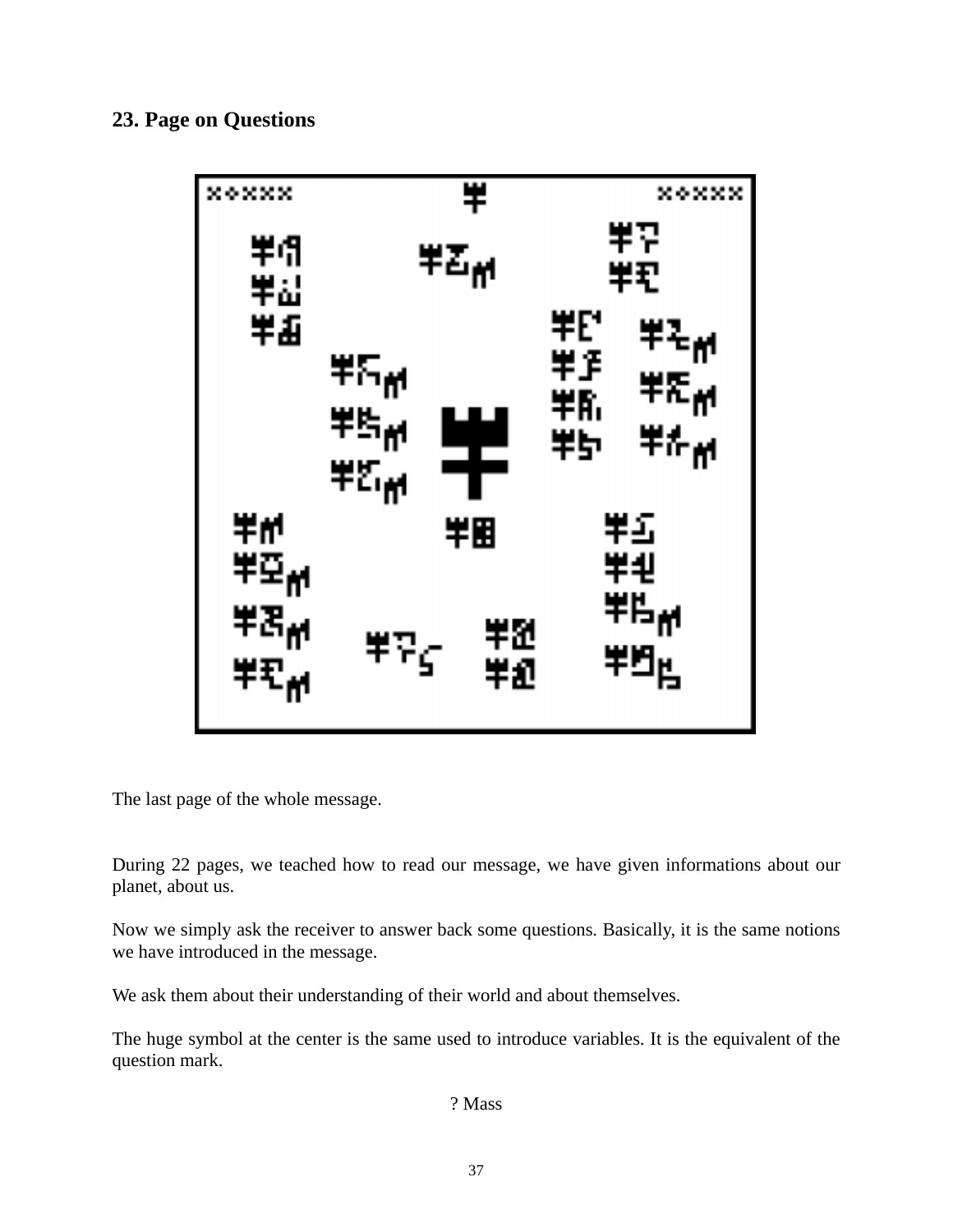## 23. Page on Questions

The last page of the whole message.

During 22 pages, we teached how to read our message, we have given informations about our planet, about us.

Now we simply ask the receiver to answer back some questions. Basically, it is the same notions we have introduced in the message.

We ask them about their understanding of their world and about themselves.

The huge symbol at the center is the same used to introduce variables. It is the equivalent of the question mark.

? Mass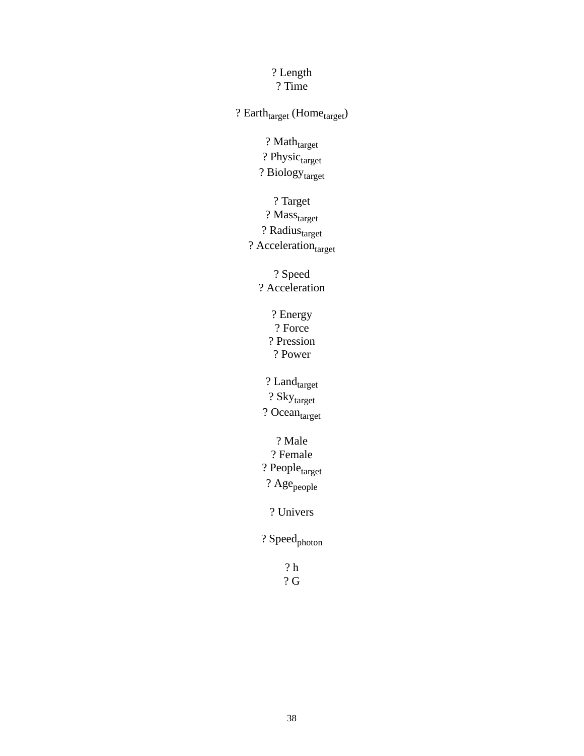? Length
? Time

? $Earth_{target}$ ($Home_{target}$)

? $Math_{target}$
? $Physic_{target}$
? $Biology_{target}$

? Target
? $Mass_{target}$
? $Radius_{target}$
? $Acceleration_{target}$

? Speed
? Acceleration

? Energy
? Force
? Pression
? Power

? $Land_{target}$
? $Sky_{target}$
? $Ocean_{target}$

? Male
? Female
? $People_{target}$
? $Age_{people}$

? Univers

? $Speed_{photon}$

? h
? G